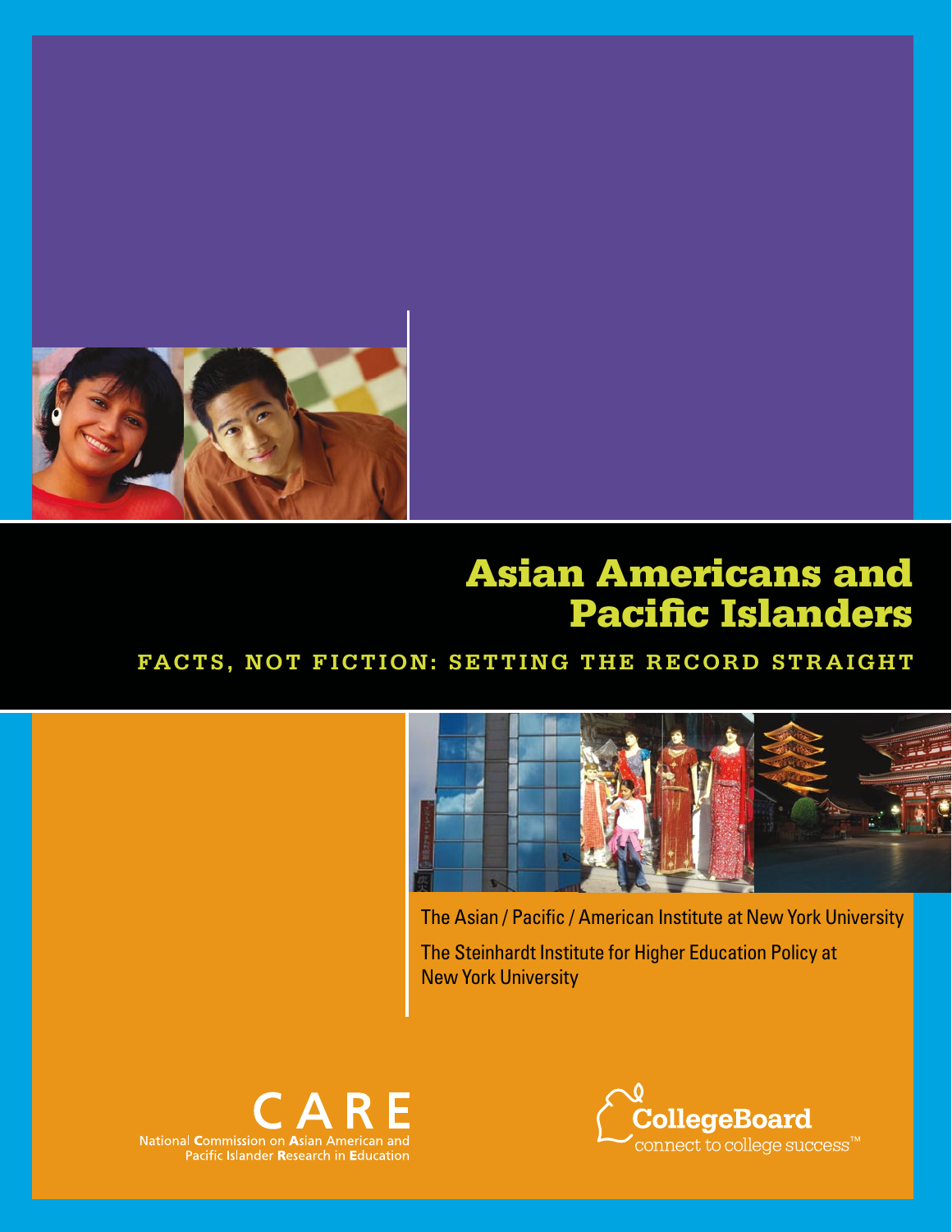# Asian Americans and Pacific Islanders

## FACTS, NOT FICTION: SETTING THE RECORD STRAIGHT

The Asian / Pacific / American Institute at New York University

The Steinhardt Institute for Higher Education Policy at New York University

CARE
National Commission on Asian American and Pacific Islander Research in Education

CollegeBoard
connect to college success™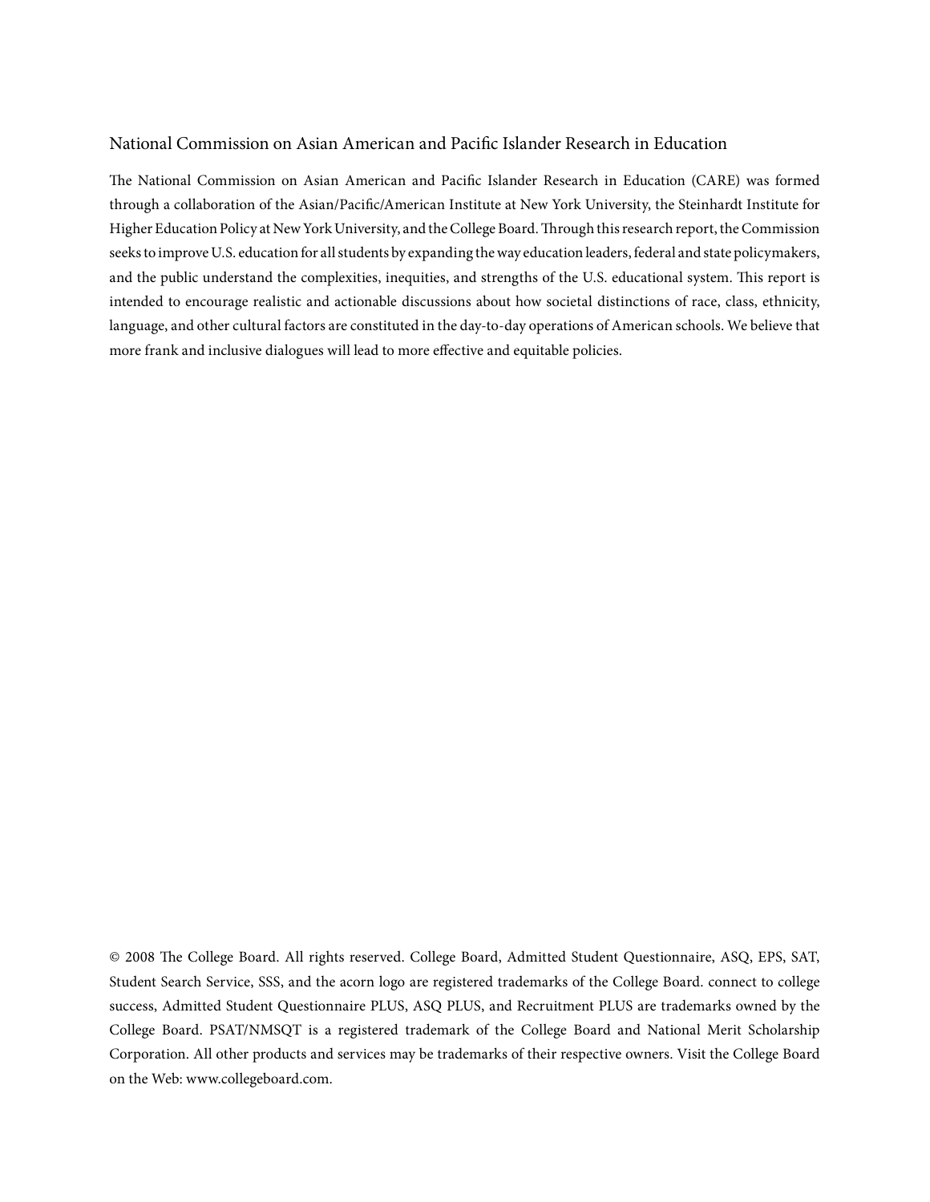## National Commission on Asian American and Pacific Islander Research in Education

The National Commission on Asian American and Pacific Islander Research in Education (CARE) was formed through a collaboration of the Asian/Pacific/American Institute at New York University, the Steinhardt Institute for Higher Education Policy at New York University, and the College Board. Through this research report, the Commission seeks to improve U.S. education for all students by expanding the way education leaders, federal and state policymakers, and the public understand the complexities, inequities, and strengths of the U.S. educational system. This report is intended to encourage realistic and actionable discussions about how societal distinctions of race, class, ethnicity, language, and other cultural factors are constituted in the day-to-day operations of American schools. We believe that more frank and inclusive dialogues will lead to more effective and equitable policies.

© 2008 The College Board. All rights reserved. College Board, Admitted Student Questionnaire, ASQ, EPS, SAT, Student Search Service, SSS, and the acorn logo are registered trademarks of the College Board. connect to college success, Admitted Student Questionnaire PLUS, ASQ PLUS, and Recruitment PLUS are trademarks owned by the College Board. PSAT/NMSQT is a registered trademark of the College Board and National Merit Scholarship Corporation. All other products and services may be trademarks of their respective owners. Visit the College Board on the Web: www.collegeboard.com.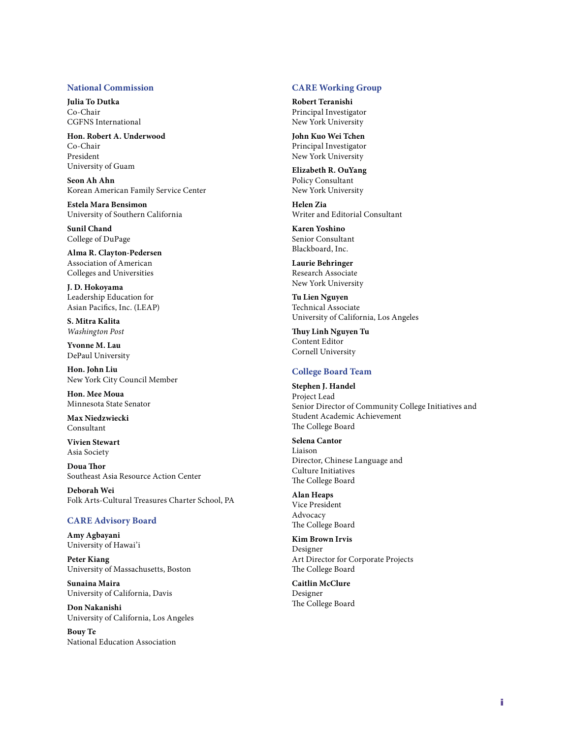## National Commission

**Julia To Dutka**
Co-Chair
CGFNS International

**Hon. Robert A. Underwood**
Co-Chair
President
University of Guam

**Seon Ah Ahn**
Korean American Family Service Center

**Estela Mara Bensimon**
University of Southern California

**Sunil Chand**
College of DuPage

**Alma R. Clayton-Pedersen**
Association of American Colleges and Universities

**J. D. Hokoyama**
Leadership Education for Asian Pacifics, Inc. (LEAP)

**S. Mitra Kalita**
*Washington Post*

**Yvonne M. Lau**
DePaul University

**Hon. John Liu**
New York City Council Member

**Hon. Mee Moua**
Minnesota State Senator

**Max Niedzwiecki**
Consultant

**Vivien Stewart**
Asia Society

**Doua Thor**
Southeast Asia Resource Action Center

**Deborah Wei**
Folk Arts-Cultural Treasures Charter School, PA

## CARE Advisory Board

**Amy Agbayani**
University of Hawai'i

**Peter Kiang**
University of Massachusetts, Boston

**Sunaina Maira**
University of California, Davis

**Don Nakanishi**
University of California, Los Angeles

**Bouy Te**
National Education Association

## CARE Working Group

**Robert Teranishi**
Principal Investigator
New York University

**John Kuo Wei Tchen**
Principal Investigator
New York University

**Elizabeth R. OuYang**
Policy Consultant
New York University

**Helen Zia**
Writer and Editorial Consultant

**Karen Yoshino**
Senior Consultant
Blackboard, Inc.

**Laurie Behringer**
Research Associate
New York University

**Tu Lien Nguyen**
Technical Associate
University of California, Los Angeles

**Thuy Linh Nguyen Tu**
Content Editor
Cornell University

## College Board Team

**Stephen J. Handel**
Project Lead
Senior Director of Community College Initiatives and Student Academic Achievement
The College Board

**Selena Cantor**
Liaison
Director, Chinese Language and Culture Initiatives
The College Board

**Alan Heaps**
Vice President
Advocacy
The College Board

**Kim Brown Irvis**
Designer
Art Director for Corporate Projects
The College Board

**Caitlin McClure**
Designer
The College Board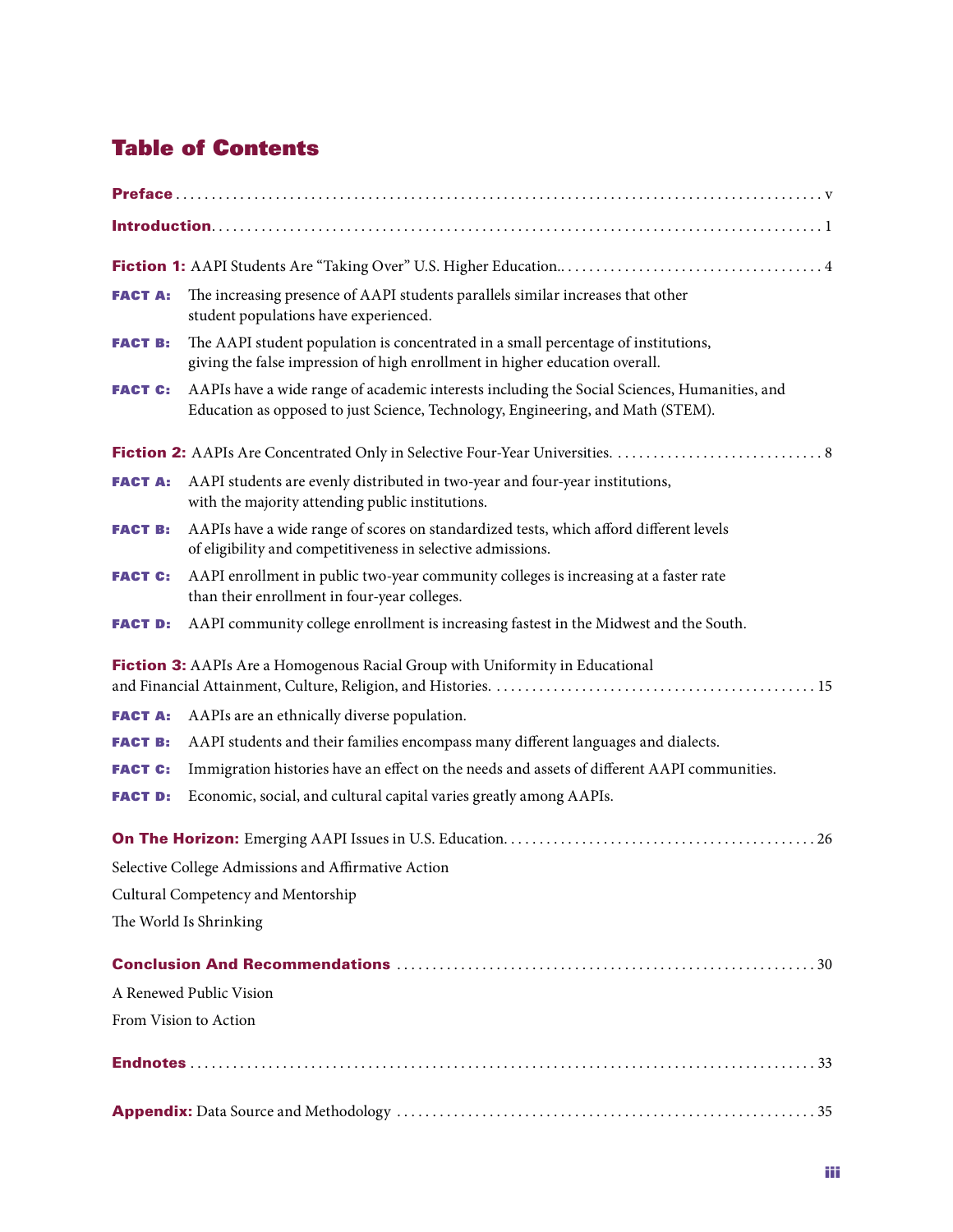# Table of Contents

**Preface** . . . . . . . . . . . . . . . . . . . . . . . . . . . . . . . . . . . . . . . . . . . . . . . . . . . . . . . . . . . . . . . v

**Introduction** . . . . . . . . . . . . . . . . . . . . . . . . . . . . . . . . . . . . . . . . . . . . . . . . . . . . . . . . . . . . . . 1

**Fiction 1:** AAPI Students Are "Taking Over" U.S. Higher Education. . . . . . . . . . . . . . . . . . . . . . . . . . . . . 4

**FACT A:** The increasing presence of AAPI students parallels similar increases that other student populations have experienced.

**FACT B:** The AAPI student population is concentrated in a small percentage of institutions, giving the false impression of high enrollment in higher education overall.

**FACT C:** AAPIs have a wide range of academic interests including the Social Sciences, Humanities, and Education as opposed to just Science, Technology, Engineering, and Math (STEM).

**Fiction 2:** AAPIs Are Concentrated Only in Selective Four-Year Universities. . . . . . . . . . . . . . . . . . . . . . . . 8

**FACT A:** AAPI students are evenly distributed in two-year and four-year institutions, with the majority attending public institutions.

**FACT B:** AAPIs have a wide range of scores on standardized tests, which afford different levels of eligibility and competitiveness in selective admissions.

**FACT C:** AAPI enrollment in public two-year community colleges is increasing at a faster rate than their enrollment in four-year colleges.

**FACT D:** AAPI community college enrollment is increasing fastest in the Midwest and the South.

**Fiction 3:** AAPIs Are a Homogenous Racial Group with Uniformity in Educational and Financial Attainment, Culture, Religion, and Histories. . . . . . . . . . . . . . . . . . . . . . . . . . . . . . . . . 15

**FACT A:** AAPIs are an ethnically diverse population.

**FACT B:** AAPI students and their families encompass many different languages and dialects.

**FACT C:** Immigration histories have an effect on the needs and assets of different AAPI communities.

**FACT D:** Economic, social, and cultural capital varies greatly among AAPIs.

**On The Horizon:** Emerging AAPI Issues in U.S. Education. . . . . . . . . . . . . . . . . . . . . . . . . . . . . . . . . 26

Selective College Admissions and Affirmative Action

Cultural Competency and Mentorship

The World Is Shrinking

**Conclusion And Recommendations** . . . . . . . . . . . . . . . . . . . . . . . . . . . . . . . . . . . . . . . . . . . . . . . 30

A Renewed Public Vision

From Vision to Action

**Endnotes** . . . . . . . . . . . . . . . . . . . . . . . . . . . . . . . . . . . . . . . . . . . . . . . . . . . . . . . . . . . . . . . 33

**Appendix:** Data Source and Methodology . . . . . . . . . . . . . . . . . . . . . . . . . . . . . . . . . . . . . . . . . . . 35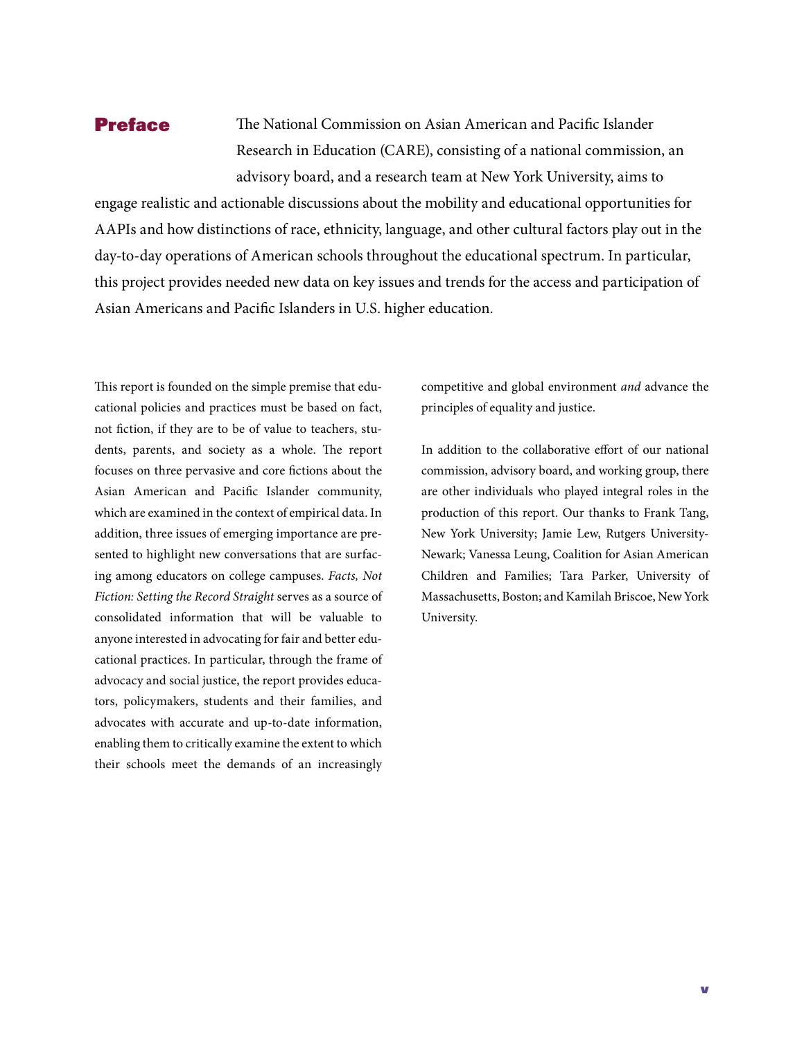# Preface

The National Commission on Asian American and Pacific Islander Research in Education (CARE), consisting of a national commission, an advisory board, and a research team at New York University, aims to engage realistic and actionable discussions about the mobility and educational opportunities for AAPIs and how distinctions of race, ethnicity, language, and other cultural factors play out in the day-to-day operations of American schools throughout the educational spectrum. In particular, this project provides needed new data on key issues and trends for the access and participation of Asian Americans and Pacific Islanders in U.S. higher education.

This report is founded on the simple premise that educational policies and practices must be based on fact, not fiction, if they are to be of value to teachers, students, parents, and society as a whole. The report focuses on three pervasive and core fictions about the Asian American and Pacific Islander community, which are examined in the context of empirical data. In addition, three issues of emerging importance are presented to highlight new conversations that are surfacing among educators on college campuses. *Facts, Not Fiction: Setting the Record Straight* serves as a source of consolidated information that will be valuable to anyone interested in advocating for fair and better educational practices. In particular, through the frame of advocacy and social justice, the report provides educators, policymakers, students and their families, and advocates with accurate and up-to-date information, enabling them to critically examine the extent to which their schools meet the demands of an increasingly competitive and global environment *and* advance the principles of equality and justice.

In addition to the collaborative effort of our national commission, advisory board, and working group, there are other individuals who played integral roles in the production of this report. Our thanks to Frank Tang, New York University; Jamie Lew, Rutgers University-Newark; Vanessa Leung, Coalition for Asian American Children and Families; Tara Parker, University of Massachusetts, Boston; and Kamilah Briscoe, New York University.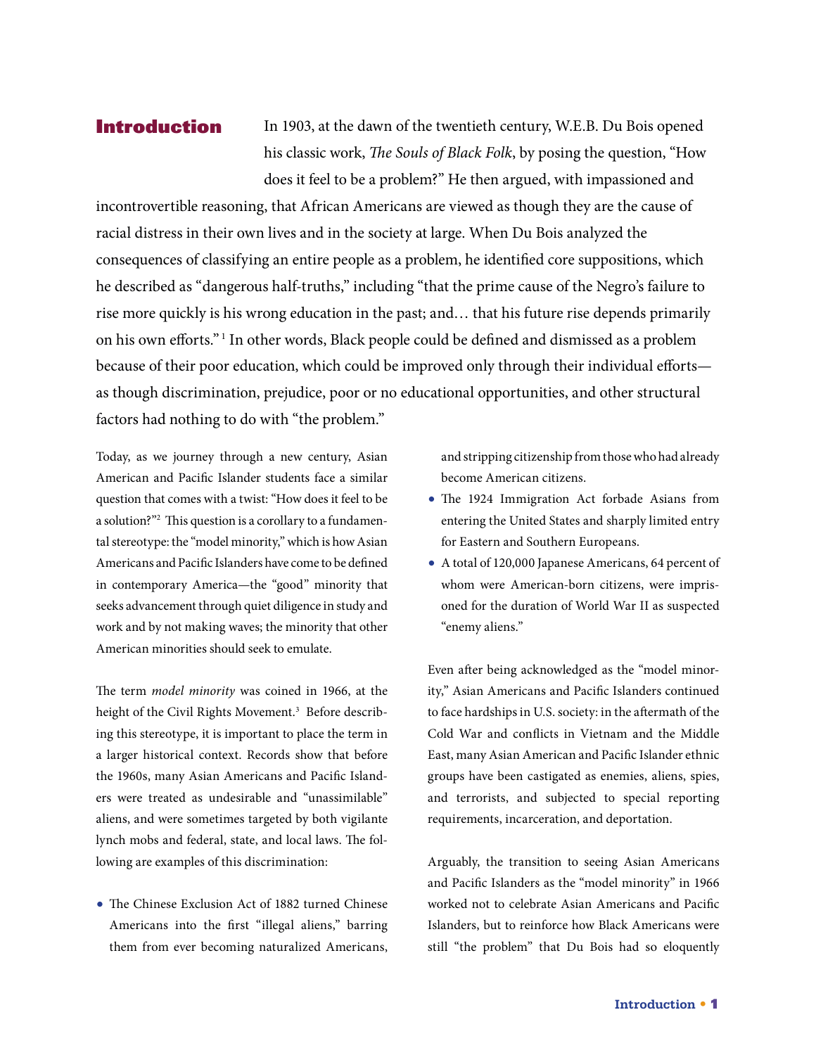## Introduction

In 1903, at the dawn of the twentieth century, W.E.B. Du Bois opened his classic work, *The Souls of Black Folk*, by posing the question, "How does it feel to be a problem?" He then argued, with impassioned and incontrovertible reasoning, that African Americans are viewed as though they are the cause of racial distress in their own lives and in the society at large. When Du Bois analyzed the consequences of classifying an entire people as a problem, he identified core suppositions, which he described as "dangerous half-truths," including "that the prime cause of the Negro's failure to rise more quickly is his wrong education in the past; and… that his future rise depends primarily on his own efforts."[1] In other words, Black people could be defined and dismissed as a problem because of their poor education, which could be improved only through their individual efforts—as though discrimination, prejudice, poor or no educational opportunities, and other structural factors had nothing to do with "the problem."

Today, as we journey through a new century, Asian American and Pacific Islander students face a similar question that comes with a twist: "How does it feel to be a solution?"[2] This question is a corollary to a fundamental stereotype: the "model minority," which is how Asian Americans and Pacific Islanders have come to be defined in contemporary America—the "good" minority that seeks advancement through quiet diligence in study and work and by not making waves; the minority that other American minorities should seek to emulate.

The term *model minority* was coined in 1966, at the height of the Civil Rights Movement.[3] Before describing this stereotype, it is important to place the term in a larger historical context. Records show that before the 1960s, many Asian Americans and Pacific Islanders were treated as undesirable and "unassimilable" aliens, and were sometimes targeted by both vigilante lynch mobs and federal, state, and local laws. The following are examples of this discrimination:

- The Chinese Exclusion Act of 1882 turned Chinese Americans into the first "illegal aliens," barring them from ever becoming naturalized Americans, and stripping citizenship from those who had already become American citizens.
- The 1924 Immigration Act forbade Asians from entering the United States and sharply limited entry for Eastern and Southern Europeans.
- A total of 120,000 Japanese Americans, 64 percent of whom were American-born citizens, were imprisoned for the duration of World War II as suspected "enemy aliens."

Even after being acknowledged as the "model minority," Asian Americans and Pacific Islanders continued to face hardships in U.S. society: in the aftermath of the Cold War and conflicts in Vietnam and the Middle East, many Asian American and Pacific Islander ethnic groups have been castigated as enemies, aliens, spies, and terrorists, and subjected to special reporting requirements, incarceration, and deportation.

Arguably, the transition to seeing Asian Americans and Pacific Islanders as the "model minority" in 1966 worked not to celebrate Asian Americans and Pacific Islanders, but to reinforce how Black Americans were still "the problem" that Du Bois had so eloquently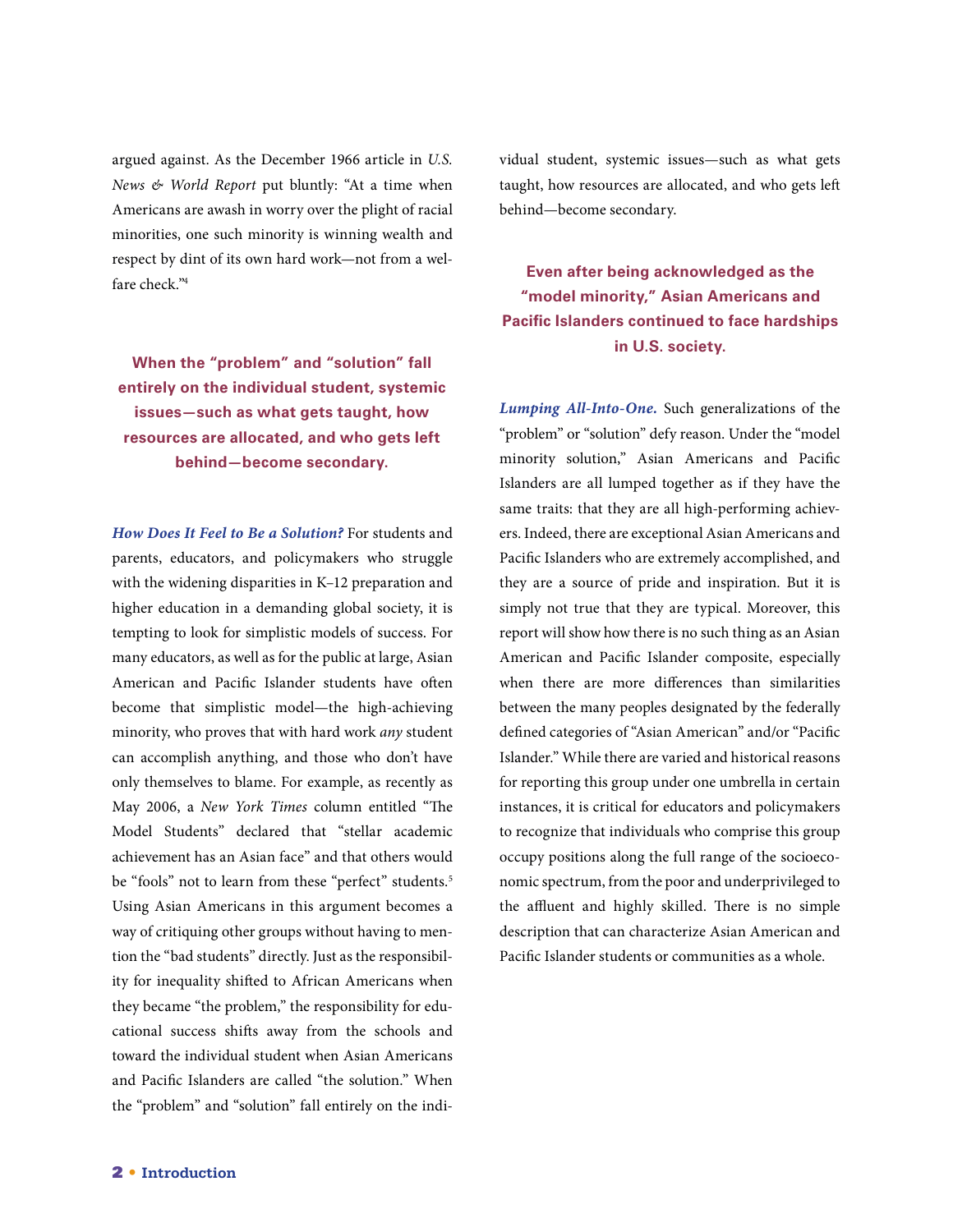argued against. As the December 1966 article in *U.S. News & World Report* put bluntly: "At a time when Americans are awash in worry over the plight of racial minorities, one such minority is winning wealth and respect by dint of its own hard work—not from a welfare check."[4]

**When the "problem" and "solution" fall entirely on the individual student, systemic issues—such as what gets taught, how resources are allocated, and who gets left behind—become secondary.**

***How Does It Feel to Be a Solution?*** For students and parents, educators, and policymakers who struggle with the widening disparities in K–12 preparation and higher education in a demanding global society, it is tempting to look for simplistic models of success. For many educators, as well as for the public at large, Asian American and Pacific Islander students have often become that simplistic model—the high-achieving minority, who proves that with hard work *any* student can accomplish anything, and those who don't have only themselves to blame. For example, as recently as May 2006, a *New York Times* column entitled "The Model Students" declared that "stellar academic achievement has an Asian face" and that others would be "fools" not to learn from these "perfect" students.[5] Using Asian Americans in this argument becomes a way of critiquing other groups without having to mention the "bad students" directly. Just as the responsibility for inequality shifted to African Americans when they became "the problem," the responsibility for educational success shifts away from the schools and toward the individual student when Asian Americans and Pacific Islanders are called "the solution." When the "problem" and "solution" fall entirely on the individual student, systemic issues—such as what gets taught, how resources are allocated, and who gets left behind—become secondary.

**Even after being acknowledged as the "model minority," Asian Americans and Pacific Islanders continued to face hardships in U.S. society.**

***Lumping All-Into-One.*** Such generalizations of the "problem" or "solution" defy reason. Under the "model minority solution," Asian Americans and Pacific Islanders are all lumped together as if they have the same traits: that they are all high-performing achievers. Indeed, there are exceptional Asian Americans and Pacific Islanders who are extremely accomplished, and they are a source of pride and inspiration. But it is simply not true that they are typical. Moreover, this report will show how there is no such thing as an Asian American and Pacific Islander composite, especially when there are more differences than similarities between the many peoples designated by the federally defined categories of "Asian American" and/or "Pacific Islander." While there are varied and historical reasons for reporting this group under one umbrella in certain instances, it is critical for educators and policymakers to recognize that individuals who comprise this group occupy positions along the full range of the socioeconomic spectrum, from the poor and underprivileged to the affluent and highly skilled. There is no simple description that can characterize Asian American and Pacific Islander students or communities as a whole.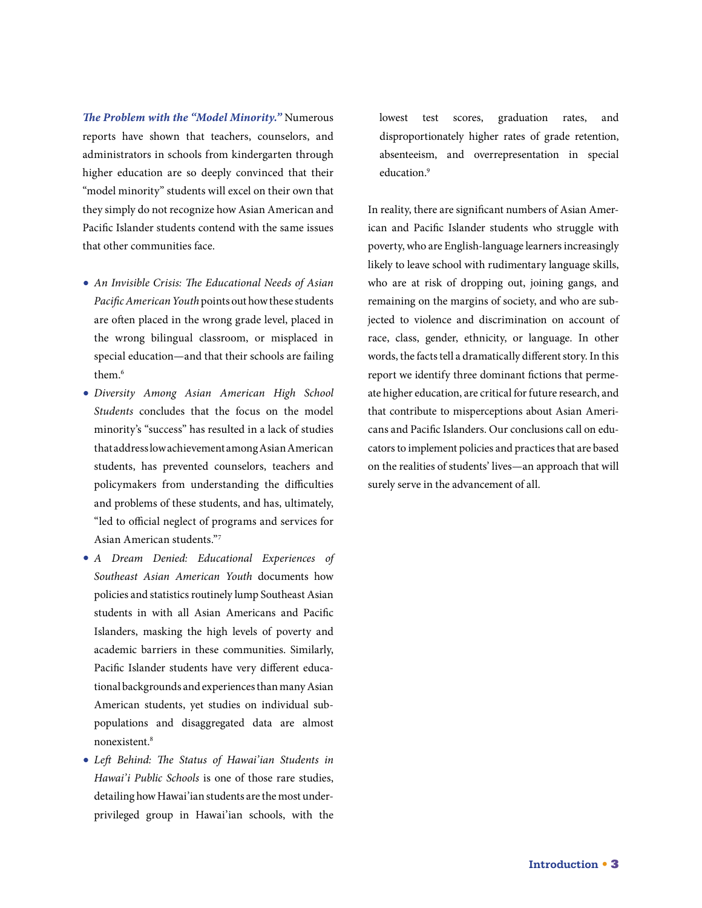***The Problem with the "Model Minority."*** Numerous reports have shown that teachers, counselors, and administrators in schools from kindergarten through higher education are so deeply convinced that their "model minority" students will excel on their own that they simply do not recognize how Asian American and Pacific Islander students contend with the same issues that other communities face.

- *An Invisible Crisis: The Educational Needs of Asian Pacific American Youth* points out how these students are often placed in the wrong grade level, placed in the wrong bilingual classroom, or misplaced in special education—and that their schools are failing them.[6]
- *Diversity Among Asian American High School Students* concludes that the focus on the model minority's "success" has resulted in a lack of studies that address low achievement among Asian American students, has prevented counselors, teachers and policymakers from understanding the difficulties and problems of these students, and has, ultimately, "led to official neglect of programs and services for Asian American students."[7]
- *A Dream Denied: Educational Experiences of Southeast Asian American Youth* documents how policies and statistics routinely lump Southeast Asian students in with all Asian Americans and Pacific Islanders, masking the high levels of poverty and academic barriers in these communities. Similarly, Pacific Islander students have very different educational backgrounds and experiences than many Asian American students, yet studies on individual subpopulations and disaggregated data are almost nonexistent.[8]
- *Left Behind: The Status of Hawai'ian Students in Hawai'i Public Schools* is one of those rare studies, detailing how Hawai'ian students are the most underprivileged group in Hawai'ian schools, with the lowest test scores, graduation rates, and disproportionately higher rates of grade retention, absenteeism, and overrepresentation in special education.[9]

In reality, there are significant numbers of Asian American and Pacific Islander students who struggle with poverty, who are English-language learners increasingly likely to leave school with rudimentary language skills, who are at risk of dropping out, joining gangs, and remaining on the margins of society, and who are subjected to violence and discrimination on account of race, class, gender, ethnicity, or language. In other words, the facts tell a dramatically different story. In this report we identify three dominant fictions that permeate higher education, are critical for future research, and that contribute to misperceptions about Asian Americans and Pacific Islanders. Our conclusions call on educators to implement policies and practices that are based on the realities of students' lives—an approach that will surely serve in the advancement of all.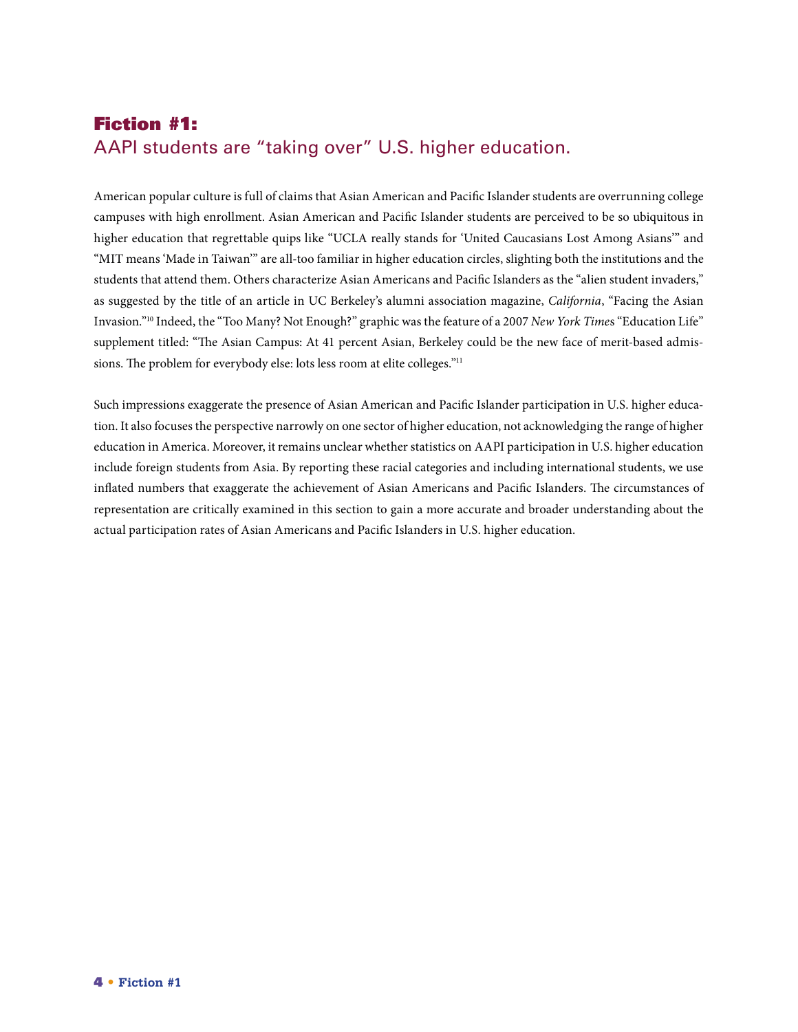## Fiction #1:

AAPI students are "taking over" U.S. higher education.

American popular culture is full of claims that Asian American and Pacific Islander students are overrunning college campuses with high enrollment. Asian American and Pacific Islander students are perceived to be so ubiquitous in higher education that regrettable quips like "UCLA really stands for 'United Caucasians Lost Among Asians'" and "MIT means 'Made in Taiwan'" are all-too familiar in higher education circles, slighting both the institutions and the students that attend them. Others characterize Asian Americans and Pacific Islanders as the "alien student invaders," as suggested by the title of an article in UC Berkeley's alumni association magazine, *California*, "Facing the Asian Invasion."[10] Indeed, the "Too Many? Not Enough?" graphic was the feature of a 2007 *New York Time*s "Education Life" supplement titled: "The Asian Campus: At 41 percent Asian, Berkeley could be the new face of merit-based admissions. The problem for everybody else: lots less room at elite colleges."[11]

Such impressions exaggerate the presence of Asian American and Pacific Islander participation in U.S. higher education. It also focuses the perspective narrowly on one sector of higher education, not acknowledging the range of higher education in America. Moreover, it remains unclear whether statistics on AAPI participation in U.S. higher education include foreign students from Asia. By reporting these racial categories and including international students, we use inflated numbers that exaggerate the achievement of Asian Americans and Pacific Islanders. The circumstances of representation are critically examined in this section to gain a more accurate and broader understanding about the actual participation rates of Asian Americans and Pacific Islanders in U.S. higher education.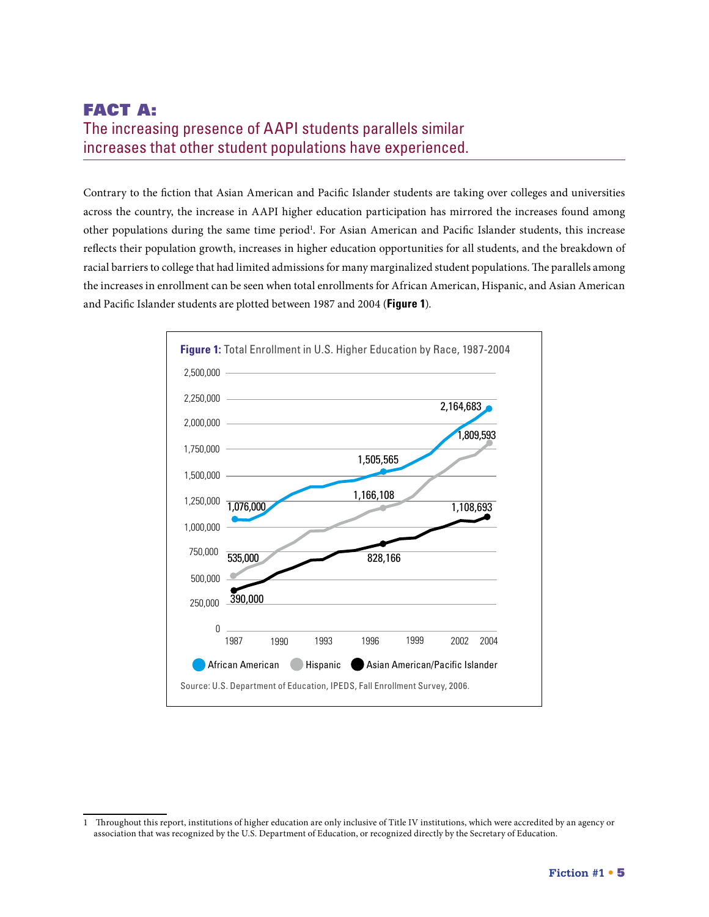## FACT A:

## The increasing presence of AAPI students parallels similar increases that other student populations have experienced.

Contrary to the fiction that Asian American and Pacific Islander students are taking over colleges and universities across the country, the increase in AAPI higher education participation has mirrored the increases found among other populations during the same time period[1]. For Asian American and Pacific Islander students, this increase reflects their population growth, increases in higher education opportunities for all students, and the breakdown of racial barriers to college that had limited admissions for many marginalized student populations. The parallels among the increases in enrollment can be seen when total enrollments for African American, Hispanic, and Asian American and Pacific Islander students are plotted between 1987 and 2004 (**Figure 1**).

**Figure 1:** Total Enrollment in U.S. Higher Education by Race, 1987-2004

| | 1987 | ~1997 | 2004 |
|---|---|---|---|
| African American | 1,076,000 | 1,505,565 | 2,164,683 |
| Hispanic | 535,000 | 1,166,108 | 1,809,593 |
| Asian American/Pacific Islander | 390,000 | 828,166 | 1,108,693 |

Source: U.S. Department of Education, IPEDS, Fall Enrollment Survey, 2006.

1 Throughout this report, institutions of higher education are only inclusive of Title IV institutions, which were accredited by an agency or association that was recognized by the U.S. Department of Education, or recognized directly by the Secretary of Education.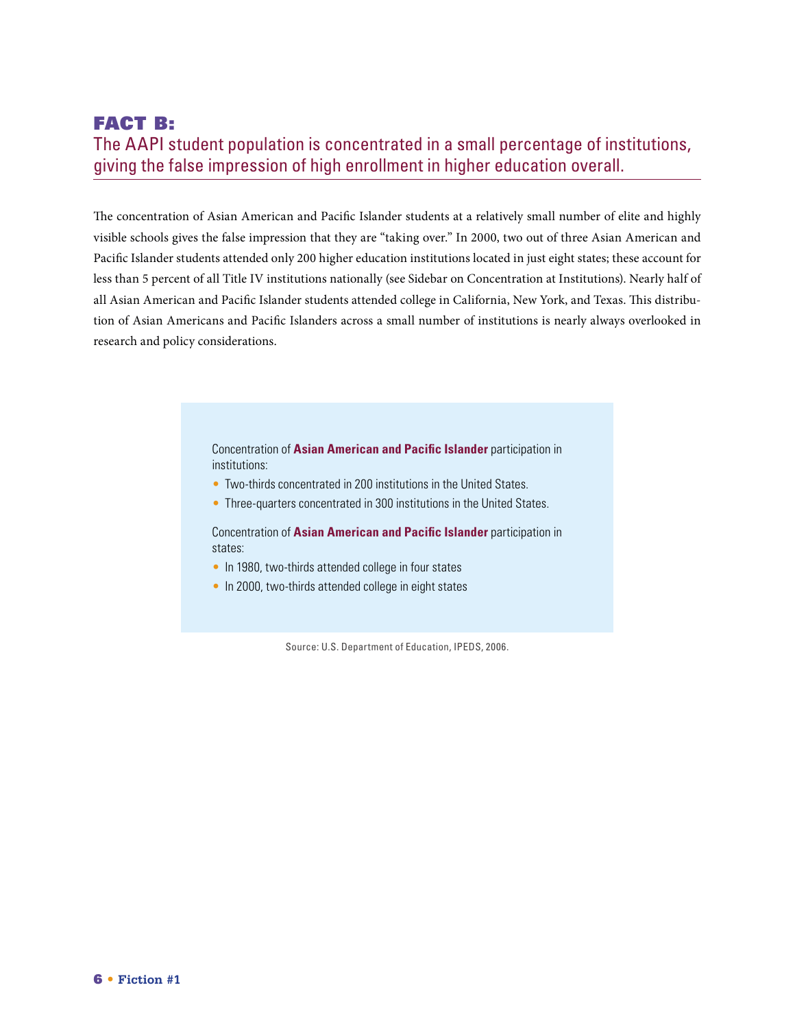## FACT B:

### The AAPI student population is concentrated in a small percentage of institutions, giving the false impression of high enrollment in higher education overall.

The concentration of Asian American and Pacific Islander students at a relatively small number of elite and highly visible schools gives the false impression that they are "taking over." In 2000, two out of three Asian American and Pacific Islander students attended only 200 higher education institutions located in just eight states; these account for less than 5 percent of all Title IV institutions nationally (see Sidebar on Concentration at Institutions). Nearly half of all Asian American and Pacific Islander students attended college in California, New York, and Texas. This distribution of Asian Americans and Pacific Islanders across a small number of institutions is nearly always overlooked in research and policy considerations.

Concentration of **Asian American and Pacific Islander** participation in institutions:

- Two-thirds concentrated in 200 institutions in the United States.
- Three-quarters concentrated in 300 institutions in the United States.

Concentration of **Asian American and Pacific Islander** participation in states:

- In 1980, two-thirds attended college in four states
- In 2000, two-thirds attended college in eight states

Source: U.S. Department of Education, IPEDS, 2006.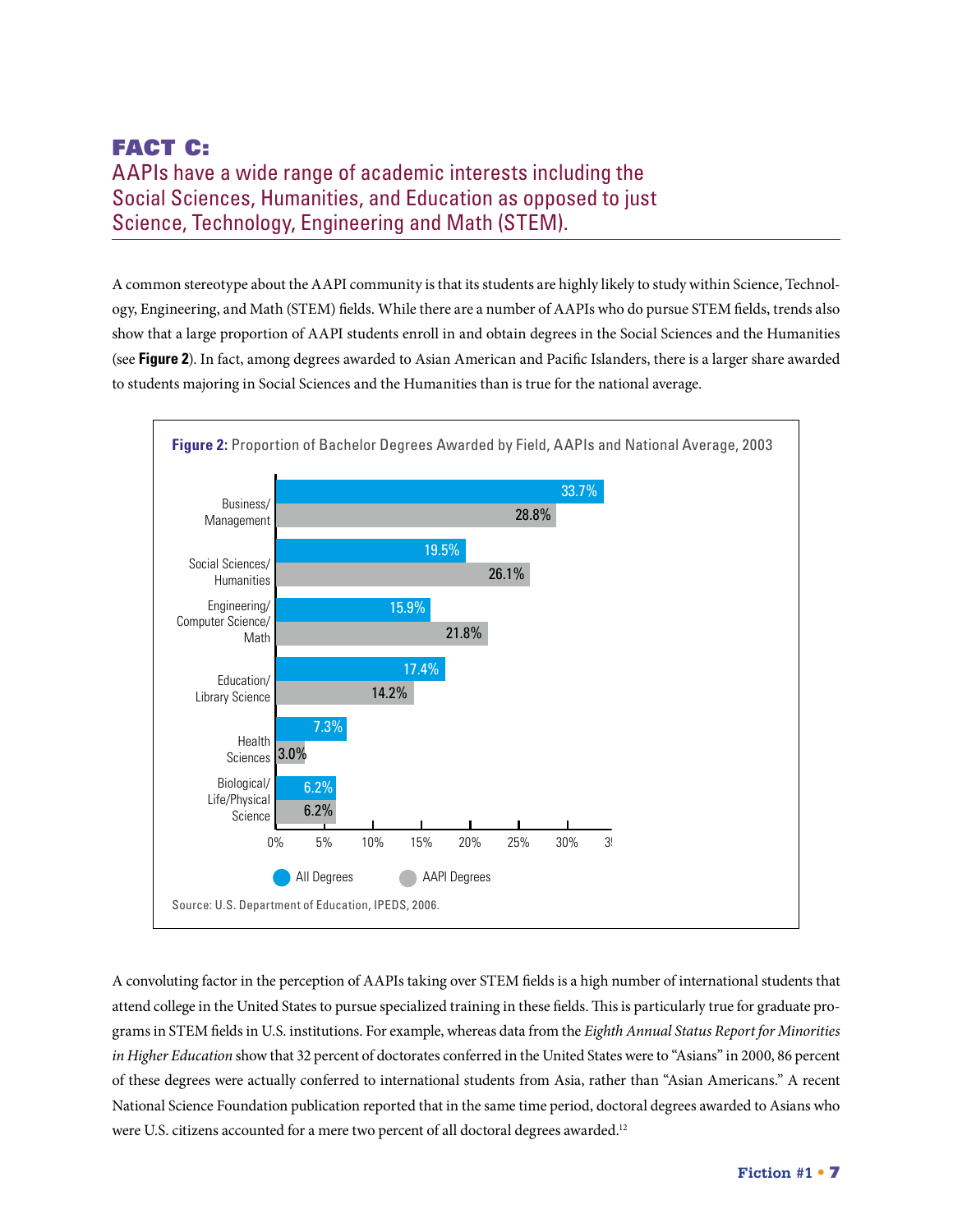## FACT C:

### AAPIs have a wide range of academic interests including the Social Sciences, Humanities, and Education as opposed to just Science, Technology, Engineering and Math (STEM).

A common stereotype about the AAPI community is that its students are highly likely to study within Science, Technology, Engineering, and Math (STEM) fields. While there are a number of AAPIs who do pursue STEM fields, trends also show that a large proportion of AAPI students enroll in and obtain degrees in the Social Sciences and the Humanities (see **Figure 2**). In fact, among degrees awarded to Asian American and Pacific Islanders, there is a larger share awarded to students majoring in Social Sciences and the Humanities than is true for the national average.

**Figure 2:** Proportion of Bachelor Degrees Awarded by Field, AAPIs and National Average, 2003

| Field | All Degrees | AAPI Degrees |
|---|---|---|
| Business/ Management | 33.7% | 28.8% |
| Social Sciences/ Humanities | 19.5% | 26.1% |
| Engineering/ Computer Science/ Math | 15.9% | 21.8% |
| Education/ Library Science | 17.4% | 14.2% |
| Health Sciences | 7.3% | 3.0% |
| Biological/ Life/Physical Science | 6.2% | 6.2% |

Source: U.S. Department of Education, IPEDS, 2006.

A convoluting factor in the perception of AAPIs taking over STEM fields is a high number of international students that attend college in the United States to pursue specialized training in these fields. This is particularly true for graduate programs in STEM fields in U.S. institutions. For example, whereas data from the *Eighth Annual Status Report for Minorities in Higher Education* show that 32 percent of doctorates conferred in the United States were to "Asians" in 2000, 86 percent of these degrees were actually conferred to international students from Asia, rather than "Asian Americans." A recent National Science Foundation publication reported that in the same time period, doctoral degrees awarded to Asians who were U.S. citizens accounted for a mere two percent of all doctoral degrees awarded.[12]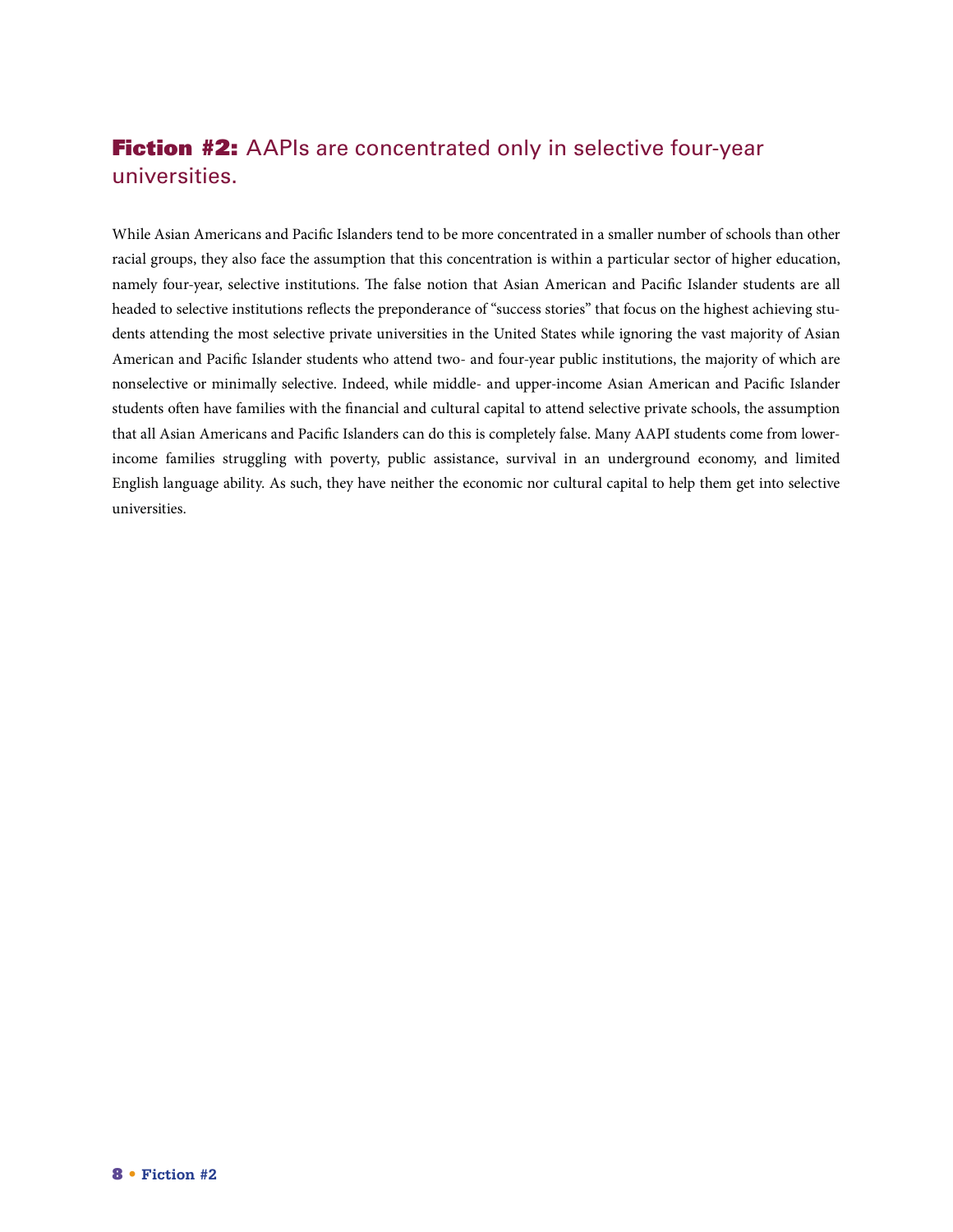## **Fiction #2:** AAPIs are concentrated only in selective four-year universities.

While Asian Americans and Pacific Islanders tend to be more concentrated in a smaller number of schools than other racial groups, they also face the assumption that this concentration is within a particular sector of higher education, namely four-year, selective institutions. The false notion that Asian American and Pacific Islander students are all headed to selective institutions reflects the preponderance of "success stories" that focus on the highest achieving students attending the most selective private universities in the United States while ignoring the vast majority of Asian American and Pacific Islander students who attend two- and four-year public institutions, the majority of which are nonselective or minimally selective. Indeed, while middle- and upper-income Asian American and Pacific Islander students often have families with the financial and cultural capital to attend selective private schools, the assumption that all Asian Americans and Pacific Islanders can do this is completely false. Many AAPI students come from lower-income families struggling with poverty, public assistance, survival in an underground economy, and limited English language ability. As such, they have neither the economic nor cultural capital to help them get into selective universities.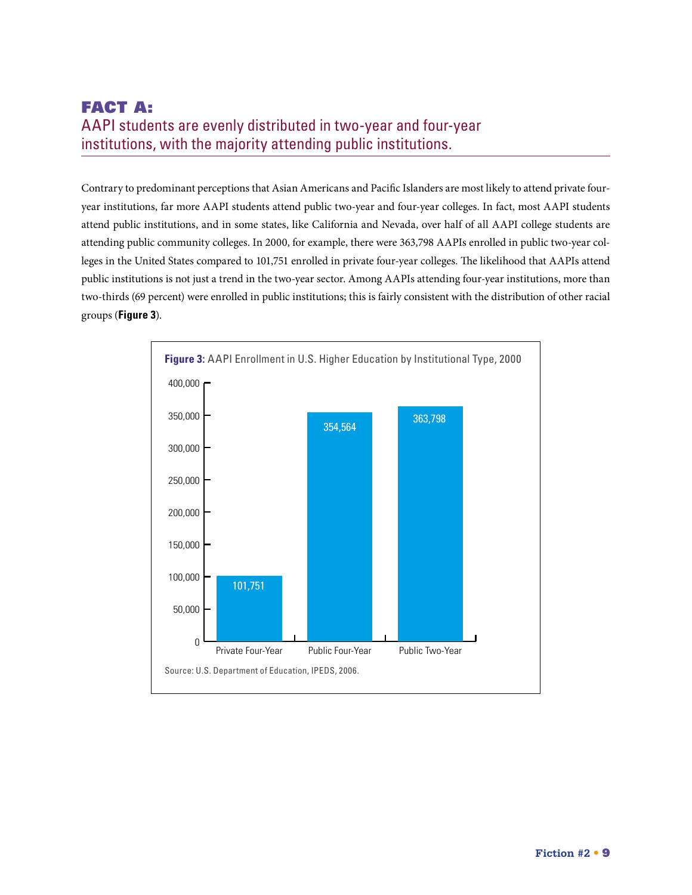## FACT A:
## AAPI students are evenly distributed in two-year and four-year institutions, with the majority attending public institutions.

Contrary to predominant perceptions that Asian Americans and Pacific Islanders are most likely to attend private four-year institutions, far more AAPI students attend public two-year and four-year colleges. In fact, most AAPI students attend public institutions, and in some states, like California and Nevada, over half of all AAPI college students are attending public community colleges. In 2000, for example, there were 363,798 AAPIs enrolled in public two-year colleges in the United States compared to 101,751 enrolled in private four-year colleges. The likelihood that AAPIs attend public institutions is not just a trend in the two-year sector. Among AAPIs attending four-year institutions, more than two-thirds (69 percent) were enrolled in public institutions; this is fairly consistent with the distribution of other racial groups (**Figure 3**).

**Figure 3:** AAPI Enrollment in U.S. Higher Education by Institutional Type, 2000

| Institutional Type | Enrollment |
|---|---|
| Private Four-Year | 101,751 |
| Public Four-Year | 354,564 |
| Public Two-Year | 363,798 |

Source: U.S. Department of Education, IPEDS, 2006.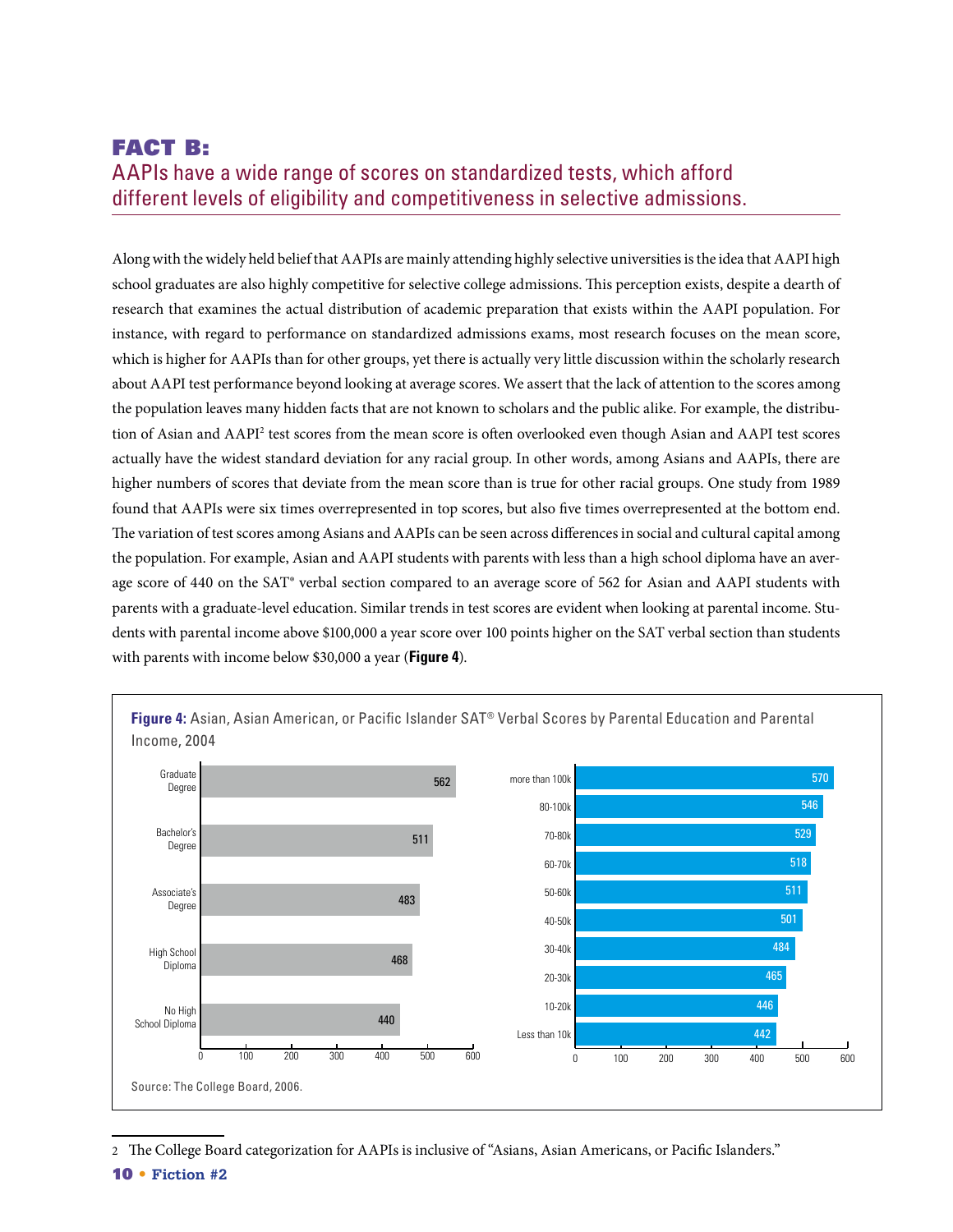# FACT B:

## AAPIs have a wide range of scores on standardized tests, which afford different levels of eligibility and competitiveness in selective admissions.

Along with the widely held belief that AAPIs are mainly attending highly selective universities is the idea that AAPI high school graduates are also highly competitive for selective college admissions. This perception exists, despite a dearth of research that examines the actual distribution of academic preparation that exists within the AAPI population. For instance, with regard to performance on standardized admissions exams, most research focuses on the mean score, which is higher for AAPIs than for other groups, yet there is actually very little discussion within the scholarly research about AAPI test performance beyond looking at average scores. We assert that the lack of attention to the scores among the population leaves many hidden facts that are not known to scholars and the public alike. For example, the distribution of Asian and AAPI[2] test scores from the mean score is often overlooked even though Asian and AAPI test scores actually have the widest standard deviation for any racial group. In other words, among Asians and AAPIs, there are higher numbers of scores that deviate from the mean score than is true for other racial groups. One study from 1989 found that AAPIs were six times overrepresented in top scores, but also five times overrepresented at the bottom end. The variation of test scores among Asians and AAPIs can be seen across differences in social and cultural capital among the population. For example, Asian and AAPI students with parents with less than a high school diploma have an average score of 440 on the SAT® verbal section compared to an average score of 562 for Asian and AAPI students with parents with a graduate-level education. Similar trends in test scores are evident when looking at parental income. Students with parental income above $100,000 a year score over 100 points higher on the SAT verbal section than students with parents with income below $30,000 a year (**Figure 4**).

**Figure 4:** Asian, Asian American, or Pacific Islander SAT® Verbal Scores by Parental Education and Parental Income, 2004

| Parental Education | SAT Verbal Score |
|---|---|
| Graduate Degree | 562 |
| Bachelor's Degree | 511 |
| Associate's Degree | 483 |
| High School Diploma | 468 |
| No High School Diploma | 440 |

| Parental Income | SAT Verbal Score |
|---|---|
| more than 100k | 570 |
| 80-100k | 546 |
| 70-80k | 529 |
| 60-70k | 518 |
| 50-60k | 511 |
| 40-50k | 501 |
| 30-40k | 484 |
| 20-30k | 465 |
| 10-20k | 446 |
| Less than 10k | 442 |

Source: The College Board, 2006.

2 The College Board categorization for AAPIs is inclusive of "Asians, Asian Americans, or Pacific Islanders."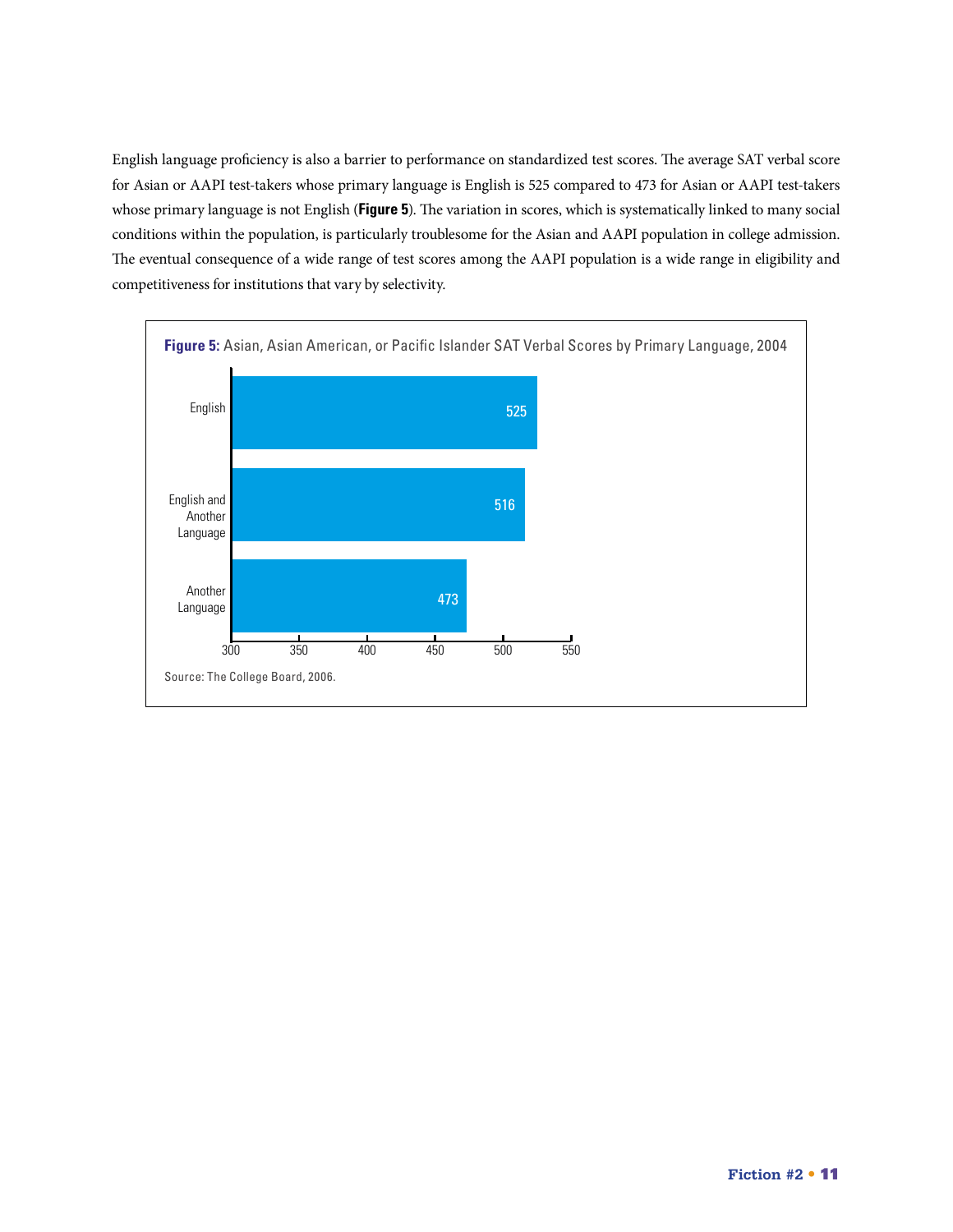English language proficiency is also a barrier to performance on standardized test scores. The average SAT verbal score for Asian or AAPI test-takers whose primary language is English is 525 compared to 473 for Asian or AAPI test-takers whose primary language is not English (**Figure 5**). The variation in scores, which is systematically linked to many social conditions within the population, is particularly troublesome for the Asian and AAPI population in college admission. The eventual consequence of a wide range of test scores among the AAPI population is a wide range in eligibility and competitiveness for institutions that vary by selectivity.

**Figure 5:** Asian, Asian American, or Pacific Islander SAT Verbal Scores by Primary Language, 2004

| Primary Language | SAT Verbal Score |
|---|---|
| English | 525 |
| English and Another Language | 516 |
| Another Language | 473 |

Source: The College Board, 2006.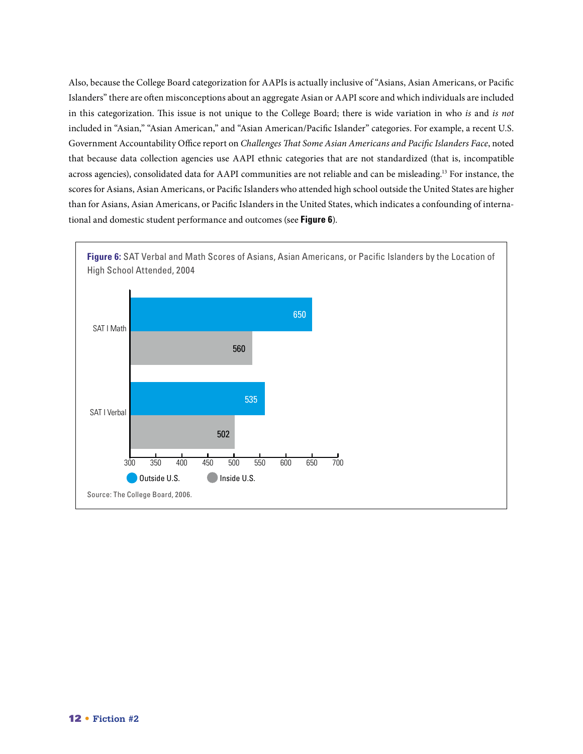Also, because the College Board categorization for AAPIs is actually inclusive of "Asians, Asian Americans, or Pacific Islanders" there are often misconceptions about an aggregate Asian or AAPI score and which individuals are included in this categorization. This issue is not unique to the College Board; there is wide variation in who *is* and *is not* included in "Asian," "Asian American," and "Asian American/Pacific Islander" categories. For example, a recent U.S. Government Accountability Office report on *Challenges That Some Asian Americans and Pacific Islanders Face*, noted that because data collection agencies use AAPI ethnic categories that are not standardized (that is, incompatible across agencies), consolidated data for AAPI communities are not reliable and can be misleading.[13] For instance, the scores for Asians, Asian Americans, or Pacific Islanders who attended high school outside the United States are higher than for Asians, Asian Americans, or Pacific Islanders in the United States, which indicates a confounding of international and domestic student performance and outcomes (see **Figure 6**).

**Figure 6:** SAT Verbal and Math Scores of Asians, Asian Americans, or Pacific Islanders by the Location of High School Attended, 2004

| | Outside U.S. | Inside U.S. |
|---|---|---|
| SAT I Math | 650 | 560 |
| SAT I Verbal | 535 | 502 |

Source: The College Board, 2006.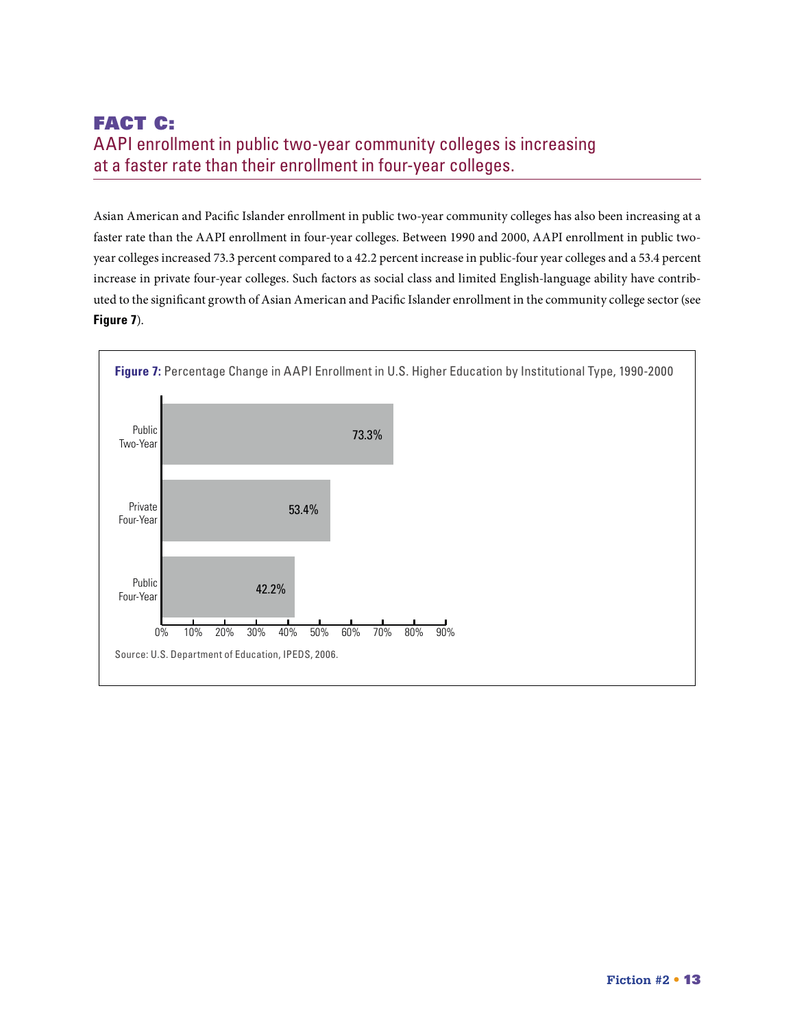## FACT C:
## AAPI enrollment in public two-year community colleges is increasing at a faster rate than their enrollment in four-year colleges.

Asian American and Pacific Islander enrollment in public two-year community colleges has also been increasing at a faster rate than the AAPI enrollment in four-year colleges. Between 1990 and 2000, AAPI enrollment in public two-year colleges increased 73.3 percent compared to a 42.2 percent increase in public-four year colleges and a 53.4 percent increase in private four-year colleges. Such factors as social class and limited English-language ability have contributed to the significant growth of Asian American and Pacific Islander enrollment in the community college sector (see **Figure 7**).

**Figure 7:** Percentage Change in AAPI Enrollment in U.S. Higher Education by Institutional Type, 1990-2000

| Institutional Type | Percentage Change |
|---|---|
| Public Two-Year | 73.3% |
| Private Four-Year | 53.4% |
| Public Four-Year | 42.2% |

Source: U.S. Department of Education, IPEDS, 2006.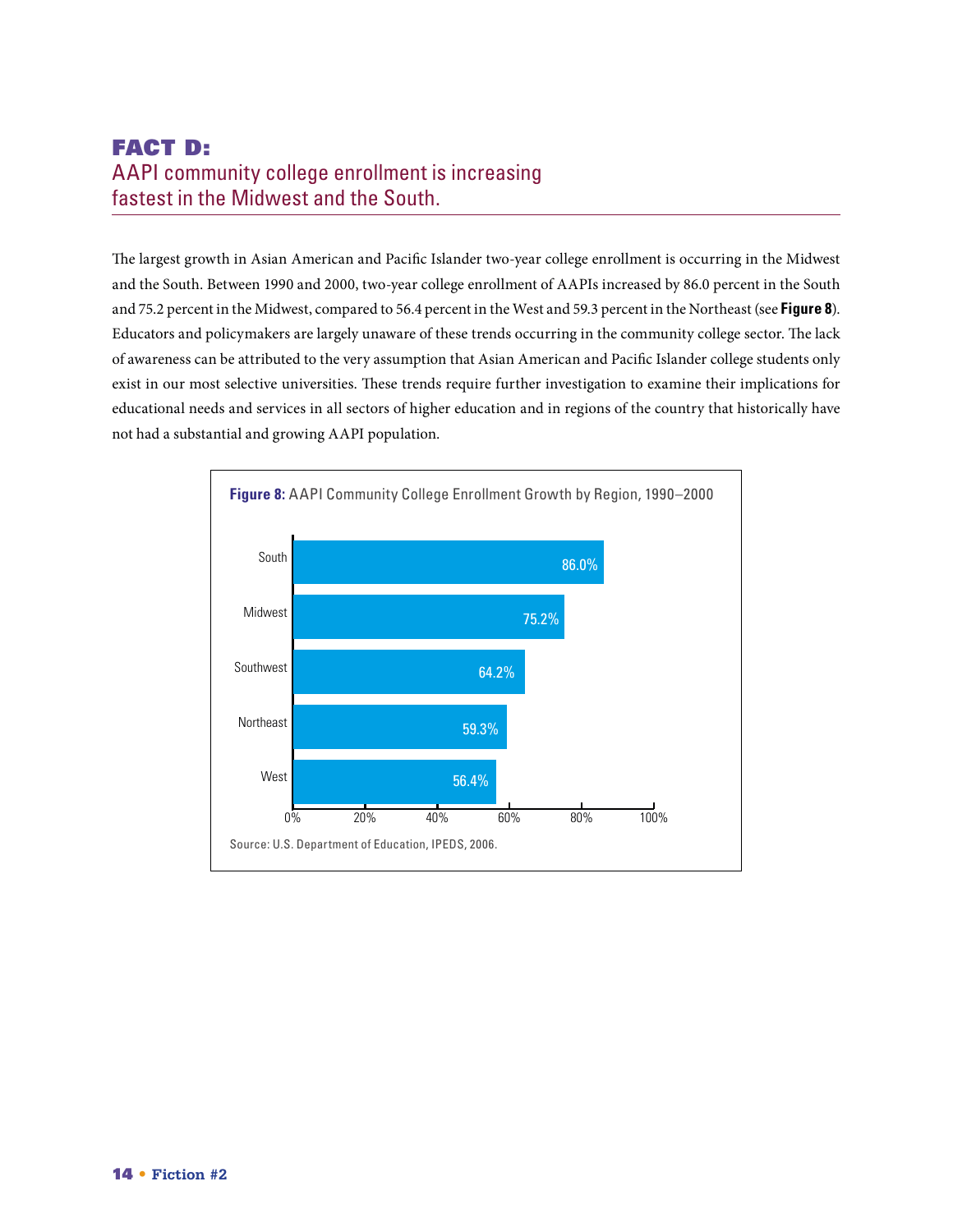## FACT D:
AAPI community college enrollment is increasing fastest in the Midwest and the South.

The largest growth in Asian American and Pacific Islander two-year college enrollment is occurring in the Midwest and the South. Between 1990 and 2000, two-year college enrollment of AAPIs increased by 86.0 percent in the South and 75.2 percent in the Midwest, compared to 56.4 percent in the West and 59.3 percent in the Northeast (see **Figure 8**). Educators and policymakers are largely unaware of these trends occurring in the community college sector. The lack of awareness can be attributed to the very assumption that Asian American and Pacific Islander college students only exist in our most selective universities. These trends require further investigation to examine their implications for educational needs and services in all sectors of higher education and in regions of the country that historically have not had a substantial and growing AAPI population.

**Figure 8:** AAPI Community College Enrollment Growth by Region, 1990–2000

| Region | Growth |
|---|---|
| South | 86.0% |
| Midwest | 75.2% |
| Southwest | 64.2% |
| Northeast | 59.3% |
| West | 56.4% |

Source: U.S. Department of Education, IPEDS, 2006.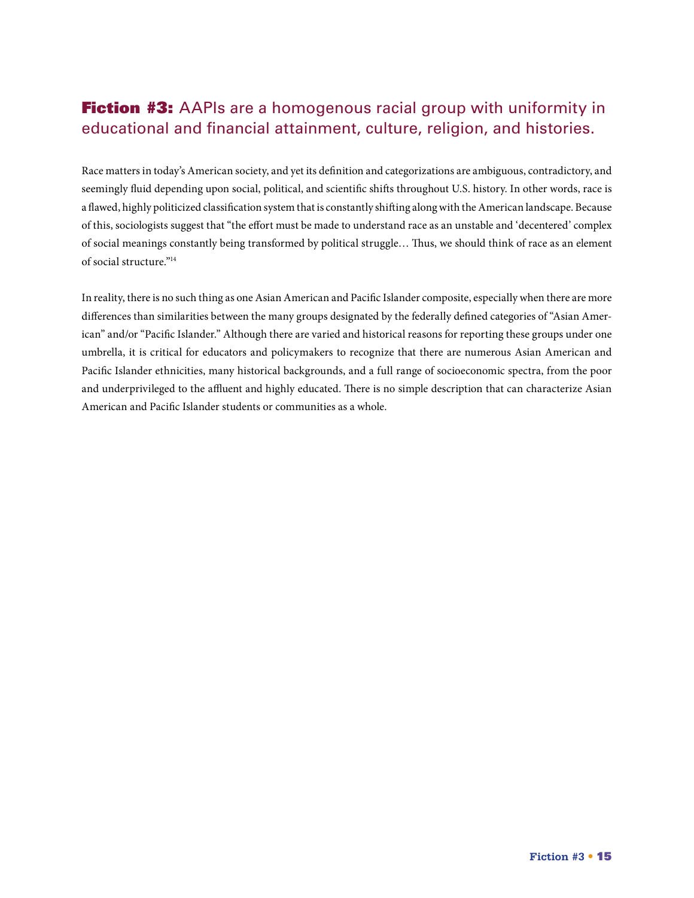## **Fiction #3:** AAPIs are a homogenous racial group with uniformity in educational and financial attainment, culture, religion, and histories.

Race matters in today's American society, and yet its definition and categorizations are ambiguous, contradictory, and seemingly fluid depending upon social, political, and scientific shifts throughout U.S. history. In other words, race is a flawed, highly politicized classification system that is constantly shifting along with the American landscape. Because of this, sociologists suggest that "the effort must be made to understand race as an unstable and 'decentered' complex of social meanings constantly being transformed by political struggle… Thus, we should think of race as an element of social structure."[14]

In reality, there is no such thing as one Asian American and Pacific Islander composite, especially when there are more differences than similarities between the many groups designated by the federally defined categories of "Asian American" and/or "Pacific Islander." Although there are varied and historical reasons for reporting these groups under one umbrella, it is critical for educators and policymakers to recognize that there are numerous Asian American and Pacific Islander ethnicities, many historical backgrounds, and a full range of socioeconomic spectra, from the poor and underprivileged to the affluent and highly educated. There is no simple description that can characterize Asian American and Pacific Islander students or communities as a whole.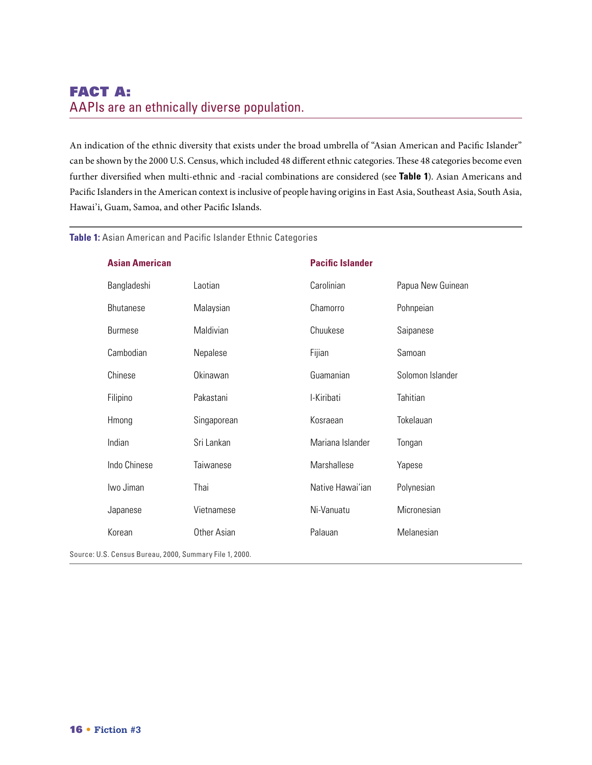## FACT A:
AAPIs are an ethnically diverse population.

An indication of the ethnic diversity that exists under the broad umbrella of "Asian American and Pacific Islander" can be shown by the 2000 U.S. Census, which included 48 different ethnic categories. These 48 categories become even further diversified when multi-ethnic and -racial combinations are considered (see **Table 1**). Asian Americans and Pacific Islanders in the American context is inclusive of people having origins in East Asia, Southeast Asia, South Asia, Hawai'i, Guam, Samoa, and other Pacific Islands.

**Table 1:** Asian American and Pacific Islander Ethnic Categories

| Asian American | | Pacific Islander | |
|---|---|---|---|
| Bangladeshi | Laotian | Carolinian | Papua New Guinean |
| Bhutanese | Malaysian | Chamorro | Pohnpeian |
| Burmese | Maldivian | Chuukese | Saipanese |
| Cambodian | Nepalese | Fijian | Samoan |
| Chinese | Okinawan | Guamanian | Solomon Islander |
| Filipino | Pakastani | I-Kiribati | Tahitian |
| Hmong | Singaporean | Kosraean | Tokelauan |
| Indian | Sri Lankan | Mariana Islander | Tongan |
| Indo Chinese | Taiwanese | Marshallese | Yapese |
| Iwo Jiman | Thai | Native Hawai'ian | Polynesian |
| Japanese | Vietnamese | Ni-Vanuatu | Micronesian |
| Korean | Other Asian | Palauan | Melanesian |

Source: U.S. Census Bureau, 2000, Summary File 1, 2000.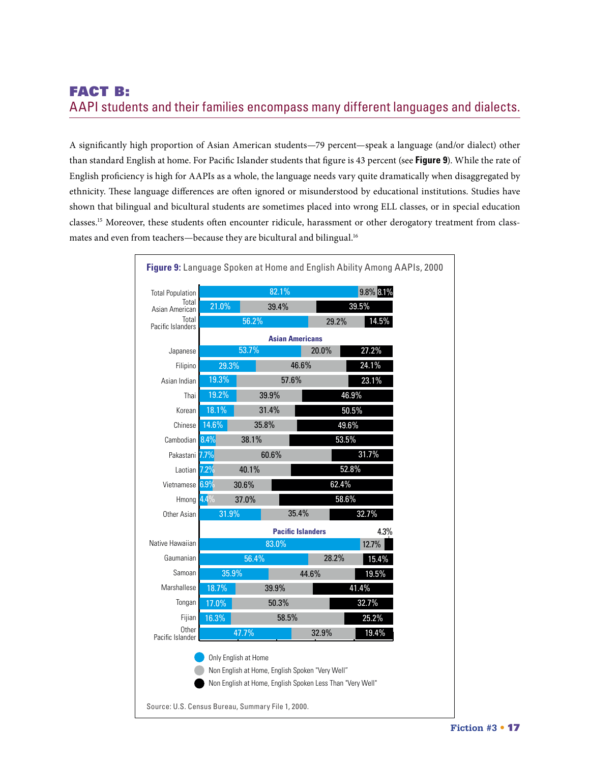# FACT B:

## AAPI students and their families encompass many different languages and dialects.

A significantly high proportion of Asian American students—79 percent—speak a language (and/or dialect) other than standard English at home. For Pacific Islander students that figure is 43 percent (see **Figure 9**). While the rate of English proficiency is high for AAPIs as a whole, the language needs vary quite dramatically when disaggregated by ethnicity. These language differences are often ignored or misunderstood by educational institutions. Studies have shown that bilingual and bicultural students are sometimes placed into wrong ELL classes, or in special education classes.[15] Moreover, these students often encounter ridicule, harassment or other derogatory treatment from classmates and even from teachers—because they are bicultural and bilingual.[16]

**Figure 9:** Language Spoken at Home and English Ability Among AAPIs, 2000

| | Only English at Home | Non English at Home, English Spoken "Very Well" | Non English at Home, English Spoken Less Than "Very Well" |
|---|---|---|---|
| Total Population | 82.1% | 9.8% | 8.1% |
| Total Asian American | 21.0% | 39.4% | 39.5% |
| Total Pacific Islanders | 56.2% | 29.2% | 14.5% |
| **Asian Americans** | | | |
| Japanese | 53.7% | 20.0% | 27.2% |
| Filipino | 29.3% | 46.6% | 24.1% |
| Asian Indian | 19.3% | 57.6% | 23.1% |
| Thai | 19.2% | 39.9% | 46.9% |
| Korean | 18.1% | 31.4% | 50.5% |
| Chinese | 14.6% | 35.8% | 49.6% |
| Cambodian | 8.4% | 38.1% | 53.5% |
| Pakastani | 7.7% | 60.6% | 31.7% |
| Laotian | 7.2% | 40.1% | 52.8% |
| Vietnamese | 6.9% | 30.6% | 62.4% |
| Hmong | 4.4% | 37.0% | 58.6% |
| Other Asian | 31.9% | 35.4% | 32.7% |
| **Pacific Islanders** | | | |
| Native Hawaiian | 83.0% | 12.7% | 4.3% |
| Gaumanian | 56.4% | 28.2% | 15.4% |
| Samoan | 35.9% | 44.6% | 19.5% |
| Marshallese | 18.7% | 39.9% | 41.4% |
| Tongan | 17.0% | 50.3% | 32.7% |
| Fijian | 16.3% | 58.5% | 25.2% |
| Other Pacific Islander | 47.7% | 32.9% | 19.4% |

Source: U.S. Census Bureau, Summary File 1, 2000.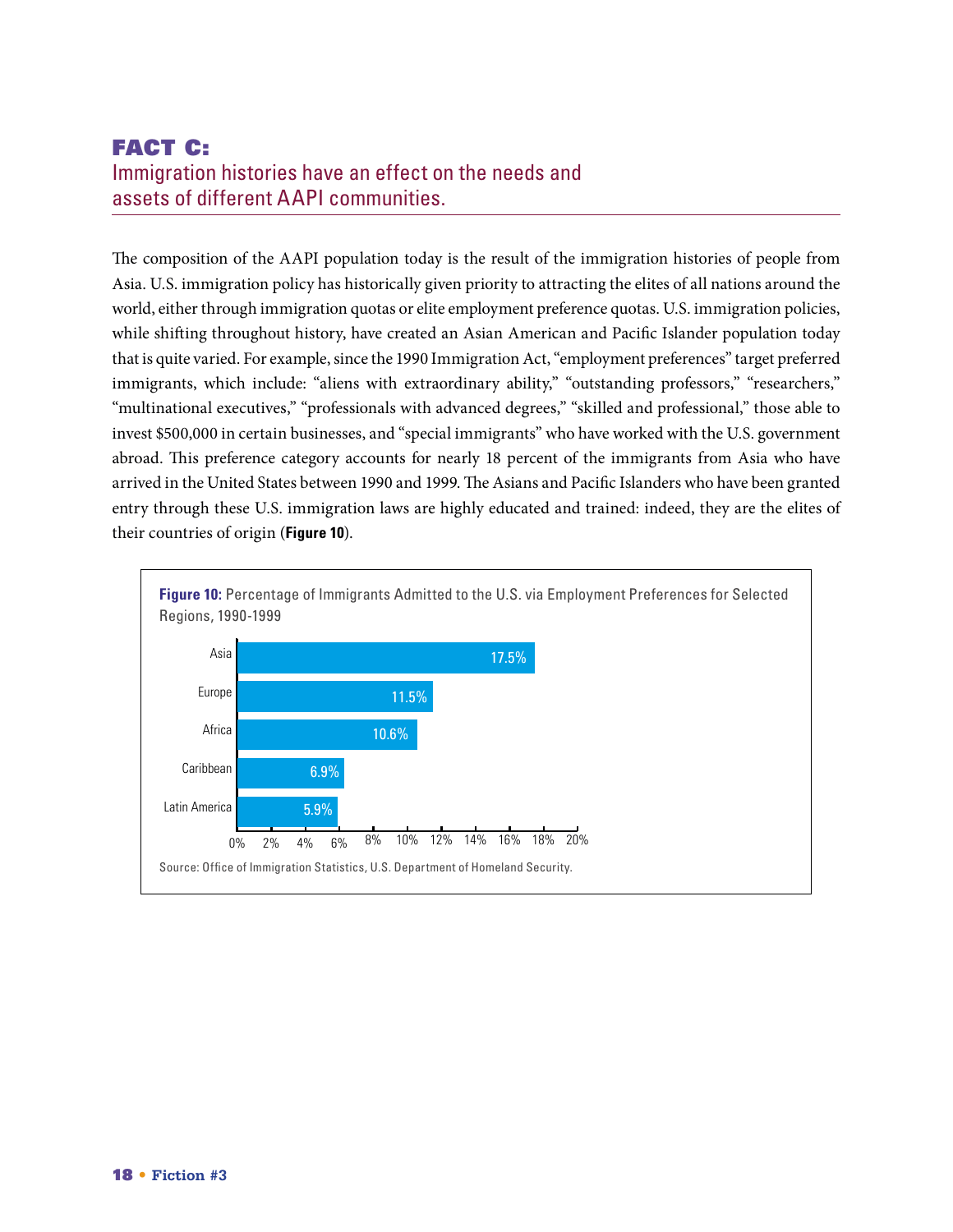## FACT C:
### Immigration histories have an effect on the needs and assets of different AAPI communities.

The composition of the AAPI population today is the result of the immigration histories of people from Asia. U.S. immigration policy has historically given priority to attracting the elites of all nations around the world, either through immigration quotas or elite employment preference quotas. U.S. immigration policies, while shifting throughout history, have created an Asian American and Pacific Islander population today that is quite varied. For example, since the 1990 Immigration Act, "employment preferences" target preferred immigrants, which include: "aliens with extraordinary ability," "outstanding professors," "researchers," "multinational executives," "professionals with advanced degrees," "skilled and professional," those able to invest $500,000 in certain businesses, and "special immigrants" who have worked with the U.S. government abroad. This preference category accounts for nearly 18 percent of the immigrants from Asia who have arrived in the United States between 1990 and 1999. The Asians and Pacific Islanders who have been granted entry through these U.S. immigration laws are highly educated and trained: indeed, they are the elites of their countries of origin (**Figure 10**).

**Figure 10:** Percentage of Immigrants Admitted to the U.S. via Employment Preferences for Selected Regions, 1990-1999

| Region | Percentage |
|---|---|
| Asia | 17.5% |
| Europe | 11.5% |
| Africa | 10.6% |
| Caribbean | 6.9% |
| Latin America | 5.9% |

Source: Office of Immigration Statistics, U.S. Department of Homeland Security.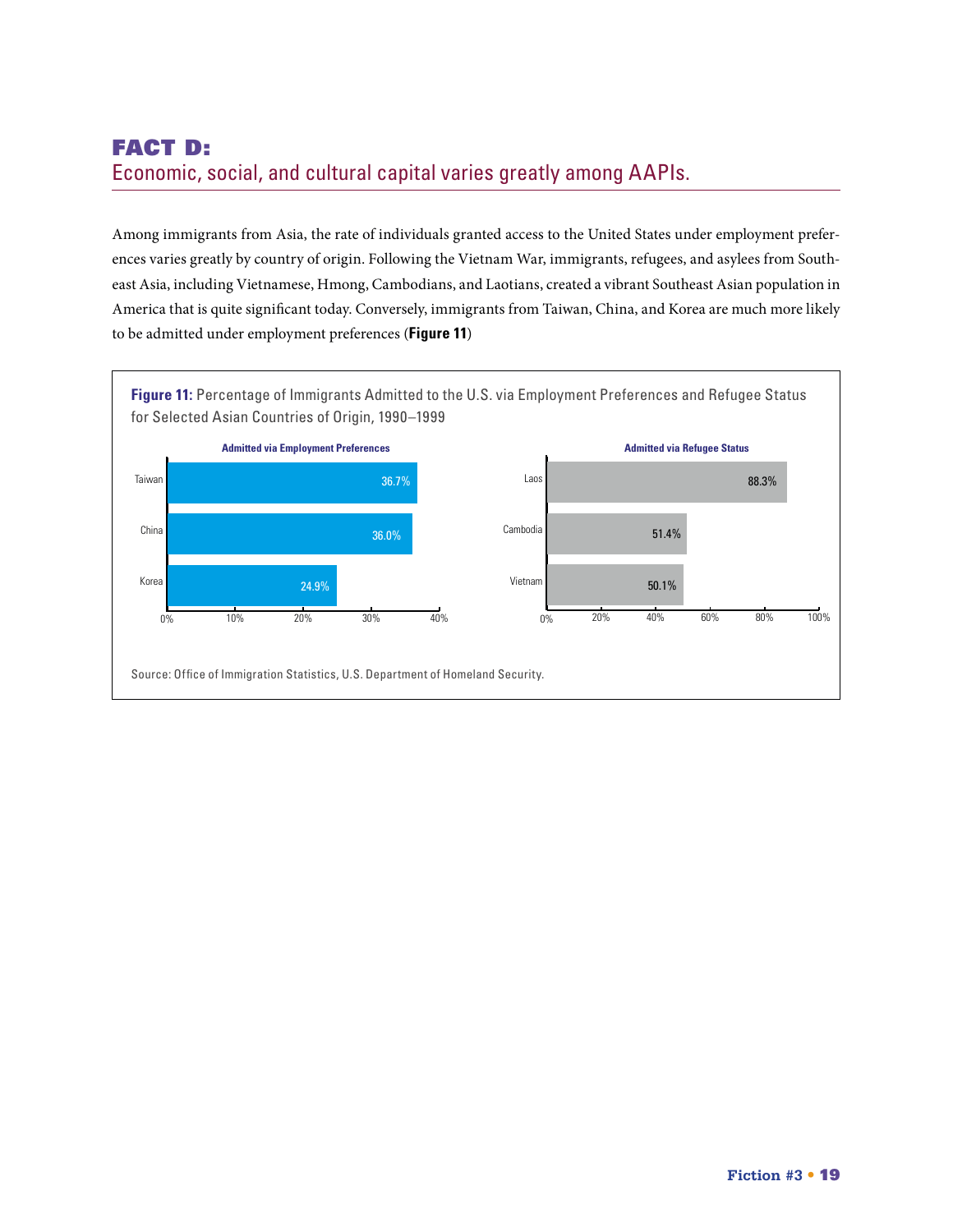## FACT D:
### Economic, social, and cultural capital varies greatly among AAPIs.

Among immigrants from Asia, the rate of individuals granted access to the United States under employment preferences varies greatly by country of origin. Following the Vietnam War, immigrants, refugees, and asylees from Southeast Asia, including Vietnamese, Hmong, Cambodians, and Laotians, created a vibrant Southeast Asian population in America that is quite significant today. Conversely, immigrants from Taiwan, China, and Korea are much more likely to be admitted under employment preferences (**Figure 11**)

**Figure 11:** Percentage of Immigrants Admitted to the U.S. via Employment Preferences and Refugee Status for Selected Asian Countries of Origin, 1990–1999

**Admitted via Employment Preferences**

| Country | Percentage |
|---|---|
| Taiwan | 36.7% |
| China | 36.0% |
| Korea | 24.9% |

**Admitted via Refugee Status**

| Country | Percentage |
|---|---|
| Laos | 88.3% |
| Cambodia | 51.4% |
| Vietnam | 50.1% |

Source: Office of Immigration Statistics, U.S. Department of Homeland Security.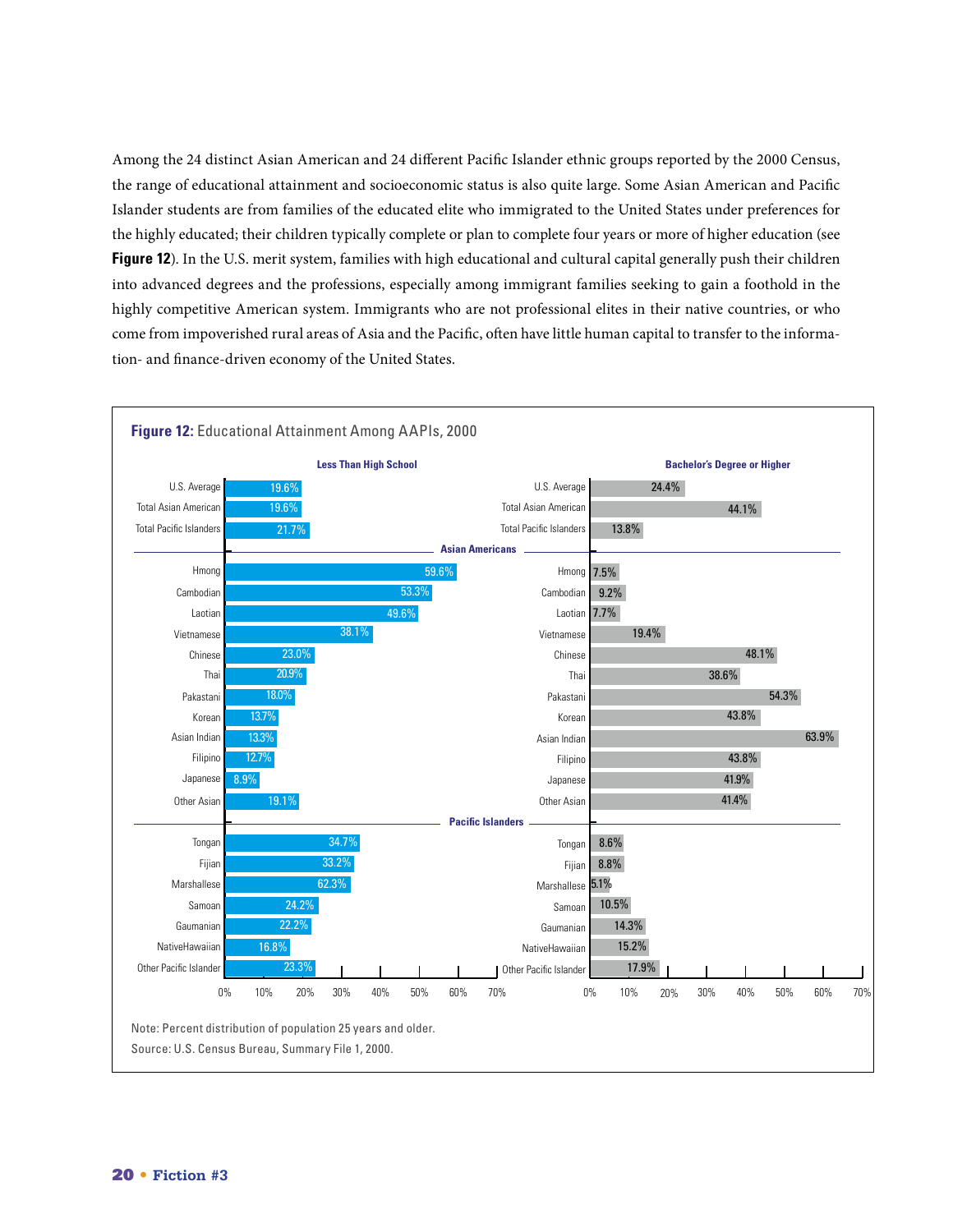Among the 24 distinct Asian American and 24 different Pacific Islander ethnic groups reported by the 2000 Census, the range of educational attainment and socioeconomic status is also quite large. Some Asian American and Pacific Islander students are from families of the educated elite who immigrated to the United States under preferences for the highly educated; their children typically complete or plan to complete four years or more of higher education (see **Figure 12**). In the U.S. merit system, families with high educational and cultural capital generally push their children into advanced degrees and the professions, especially among immigrant families seeking to gain a foothold in the highly competitive American system. Immigrants who are not professional elites in their native countries, or who come from impoverished rural areas of Asia and the Pacific, often have little human capital to transfer to the information- and finance-driven economy of the United States.

**Figure 12:** Educational Attainment Among AAPIs, 2000

| Group | Less Than High School | Bachelor's Degree or Higher |
|---|---|---|
| U.S. Average | 19.6% | 24.4% |
| Total Asian American | 19.6% | 44.1% |
| Total Pacific Islanders | 21.7% | 13.8% |
| **Asian Americans** | | |
| Hmong | 59.6% | 7.5% |
| Cambodian | 53.3% | 9.2% |
| Laotian | 49.6% | 7.7% |
| Vietnamese | 38.1% | 19.4% |
| Chinese | 23.0% | 48.1% |
| Thai | 20.9% | 38.6% |
| Pakastani | 18.0% | 54.3% |
| Korean | 13.7% | 43.8% |
| Asian Indian | 13.3% | 63.9% |
| Filipino | 12.7% | 43.8% |
| Japanese | 8.9% | 41.9% |
| Other Asian | 19.1% | 41.4% |
| **Pacific Islanders** | | |
| Tongan | 34.7% | 8.6% |
| Fijian | 33.2% | 8.8% |
| Marshallese | 62.3% | 5.1% |
| Samoan | 24.2% | 10.5% |
| Gaumanian | 22.2% | 14.3% |
| NativeHawaiian | 16.8% | 15.2% |
| Other Pacific Islander | 23.3% | 17.9% |

Note: Percent distribution of population 25 years and older.

Source: U.S. Census Bureau, Summary File 1, 2000.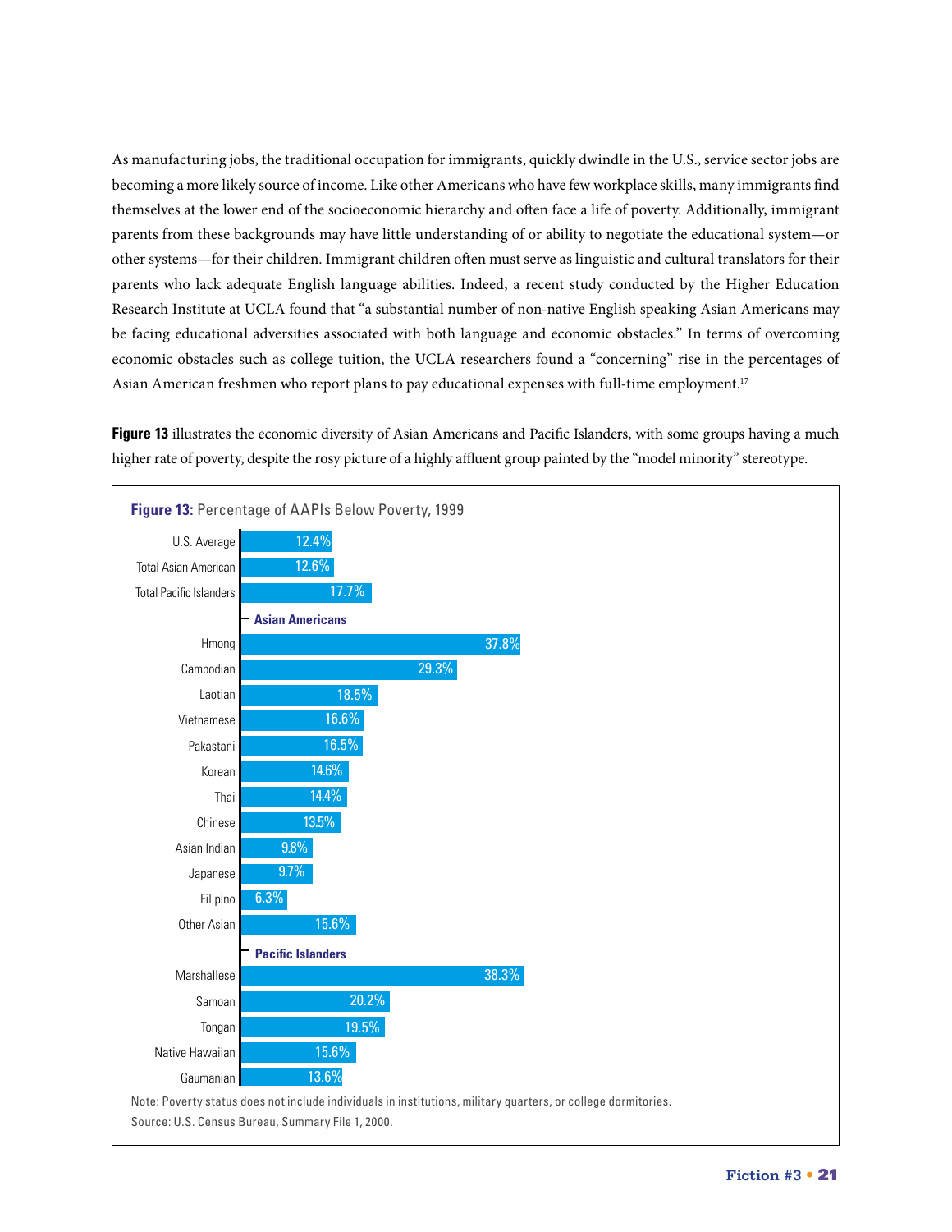As manufacturing jobs, the traditional occupation for immigrants, quickly dwindle in the U.S., service sector jobs are becoming a more likely source of income. Like other Americans who have few workplace skills, many immigrants find themselves at the lower end of the socioeconomic hierarchy and often face a life of poverty. Additionally, immigrant parents from these backgrounds may have little understanding of or ability to negotiate the educational system—or other systems—for their children. Immigrant children often must serve as linguistic and cultural translators for their parents who lack adequate English language abilities. Indeed, a recent study conducted by the Higher Education Research Institute at UCLA found that "a substantial number of non-native English speaking Asian Americans may be facing educational adversities associated with both language and economic obstacles." In terms of overcoming economic obstacles such as college tuition, the UCLA researchers found a "concerning" rise in the percentages of Asian American freshmen who report plans to pay educational expenses with full-time employment.[17]

**Figure 13** illustrates the economic diversity of Asian Americans and Pacific Islanders, with some groups having a much higher rate of poverty, despite the rosy picture of a highly affluent group painted by the "model minority" stereotype.

**Figure 13:** Percentage of AAPIs Below Poverty, 1999

| Group | Percentage Below Poverty |
|---|---|
| U.S. Average | 12.4% |
| Total Asian American | 12.6% |
| Total Pacific Islanders | 17.7% |
| **Asian Americans** | |
| Hmong | 37.8% |
| Cambodian | 29.3% |
| Laotian | 18.5% |
| Vietnamese | 16.6% |
| Pakastani | 16.5% |
| Korean | 14.6% |
| Thai | 14.4% |
| Chinese | 13.5% |
| Asian Indian | 9.8% |
| Japanese | 9.7% |
| Filipino | 6.3% |
| Other Asian | 15.6% |
| **Pacific Islanders** | |
| Marshallese | 38.3% |
| Samoan | 20.2% |
| Tongan | 19.5% |
| Native Hawaiian | 15.6% |
| Gaumanian | 13.6% |

Note: Poverty status does not include individuals in institutions, military quarters, or college dormitories.

Source: U.S. Census Bureau, Summary File 1, 2000.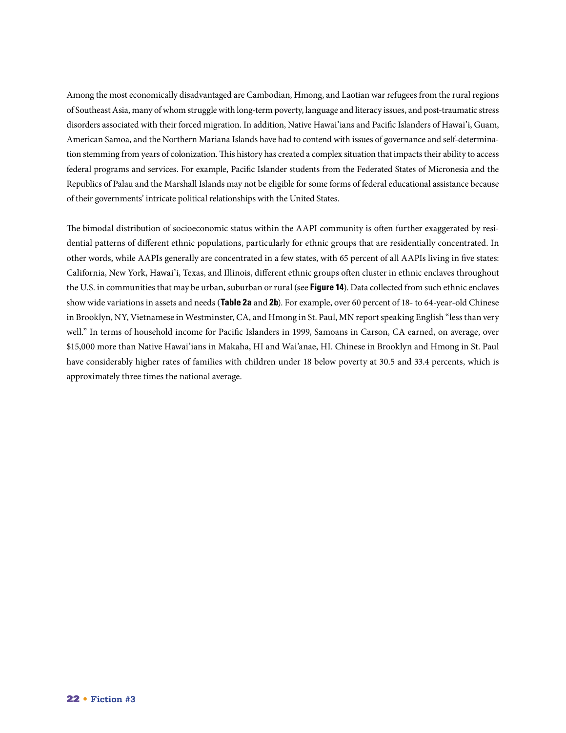Among the most economically disadvantaged are Cambodian, Hmong, and Laotian war refugees from the rural regions of Southeast Asia, many of whom struggle with long-term poverty, language and literacy issues, and post-traumatic stress disorders associated with their forced migration. In addition, Native Hawai'ians and Pacific Islanders of Hawai'i, Guam, American Samoa, and the Northern Mariana Islands have had to contend with issues of governance and self-determination stemming from years of colonization. This history has created a complex situation that impacts their ability to access federal programs and services. For example, Pacific Islander students from the Federated States of Micronesia and the Republics of Palau and the Marshall Islands may not be eligible for some forms of federal educational assistance because of their governments' intricate political relationships with the United States.

The bimodal distribution of socioeconomic status within the AAPI community is often further exaggerated by residential patterns of different ethnic populations, particularly for ethnic groups that are residentially concentrated. In other words, while AAPIs generally are concentrated in a few states, with 65 percent of all AAPIs living in five states: California, New York, Hawai'i, Texas, and Illinois, different ethnic groups often cluster in ethnic enclaves throughout the U.S. in communities that may be urban, suburban or rural (see **Figure 14**). Data collected from such ethnic enclaves show wide variations in assets and needs (**Table 2a** and **2b**). For example, over 60 percent of 18- to 64-year-old Chinese in Brooklyn, NY, Vietnamese in Westminster, CA, and Hmong in St. Paul, MN report speaking English "less than very well." In terms of household income for Pacific Islanders in 1999, Samoans in Carson, CA earned, on average, over $15,000 more than Native Hawai'ians in Makaha, HI and Wai'anae, HI. Chinese in Brooklyn and Hmong in St. Paul have considerably higher rates of families with children under 18 below poverty at 30.5 and 33.4 percents, which is approximately three times the national average.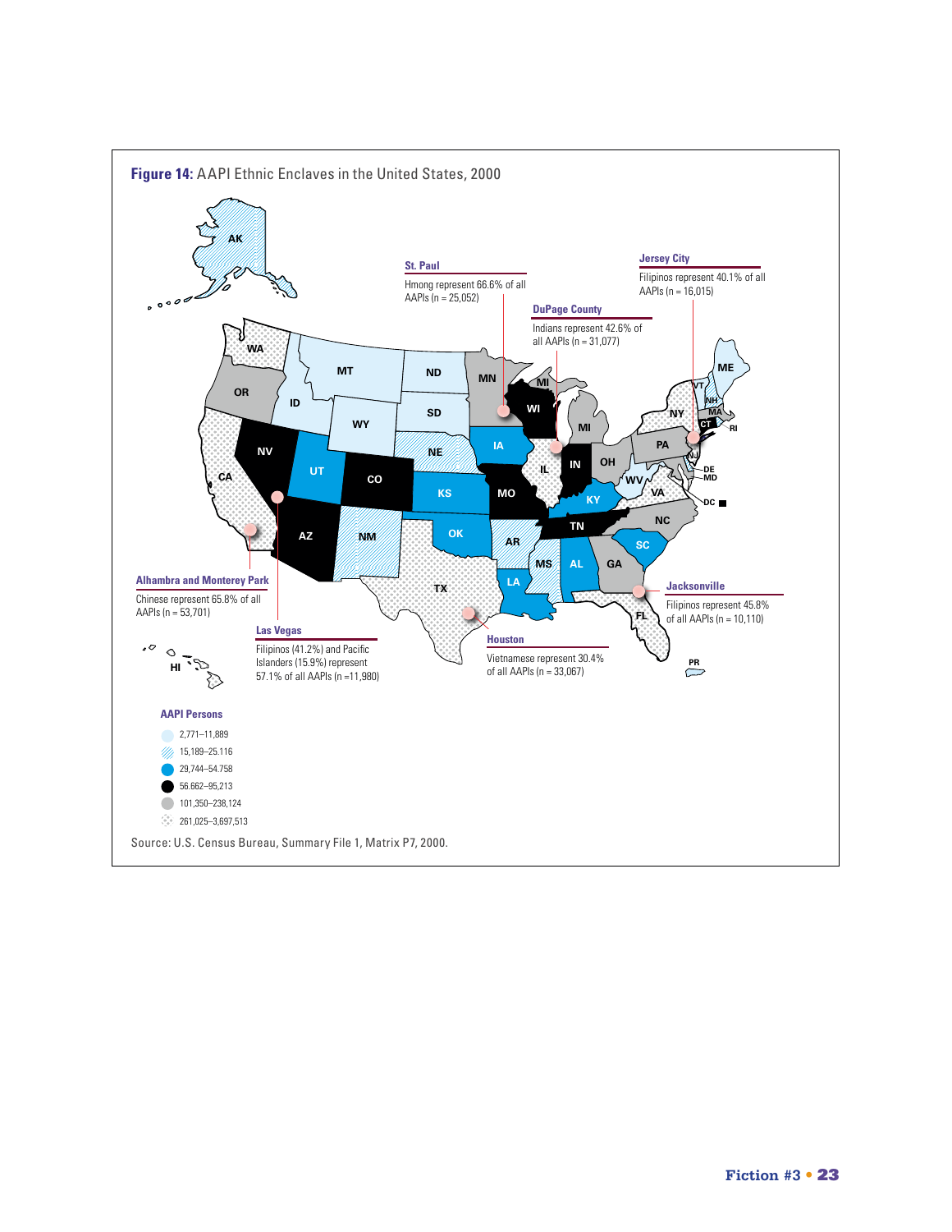**Figure 14:** AAPI Ethnic Enclaves in the United States, 2000

**St. Paul**
Hmong represent 66.6% of all AAPIs (n = 25,052)

**Jersey City**
Filipinos represent 40.1% of all AAPIs (n = 16,015)

**DuPage County**
Indians represent 42.6% of all AAPIs (n = 31,077)

**Alhambra and Monterey Park**
Chinese represent 65.8% of all AAPIs (n = 53,701)

**Las Vegas**
Filipinos (41.2%) and Pacific Islanders (15.9%) represent 57.1% of all AAPIs (n =11,980)

**Houston**
Vietnamese represent 30.4% of all AAPIs (n = 33,067)

**Jacksonville**
Filipinos represent 45.8% of all AAPIs (n = 10,110)

**AAPI Persons**

- 2,771–11,889
- 15,189–25,116
- 29,744–54,758
- 56,662–95,213
- 101,350–238,124
- 261,025–3,697,513

Source: U.S. Census Bureau, Summary File 1, Matrix P7, 2000.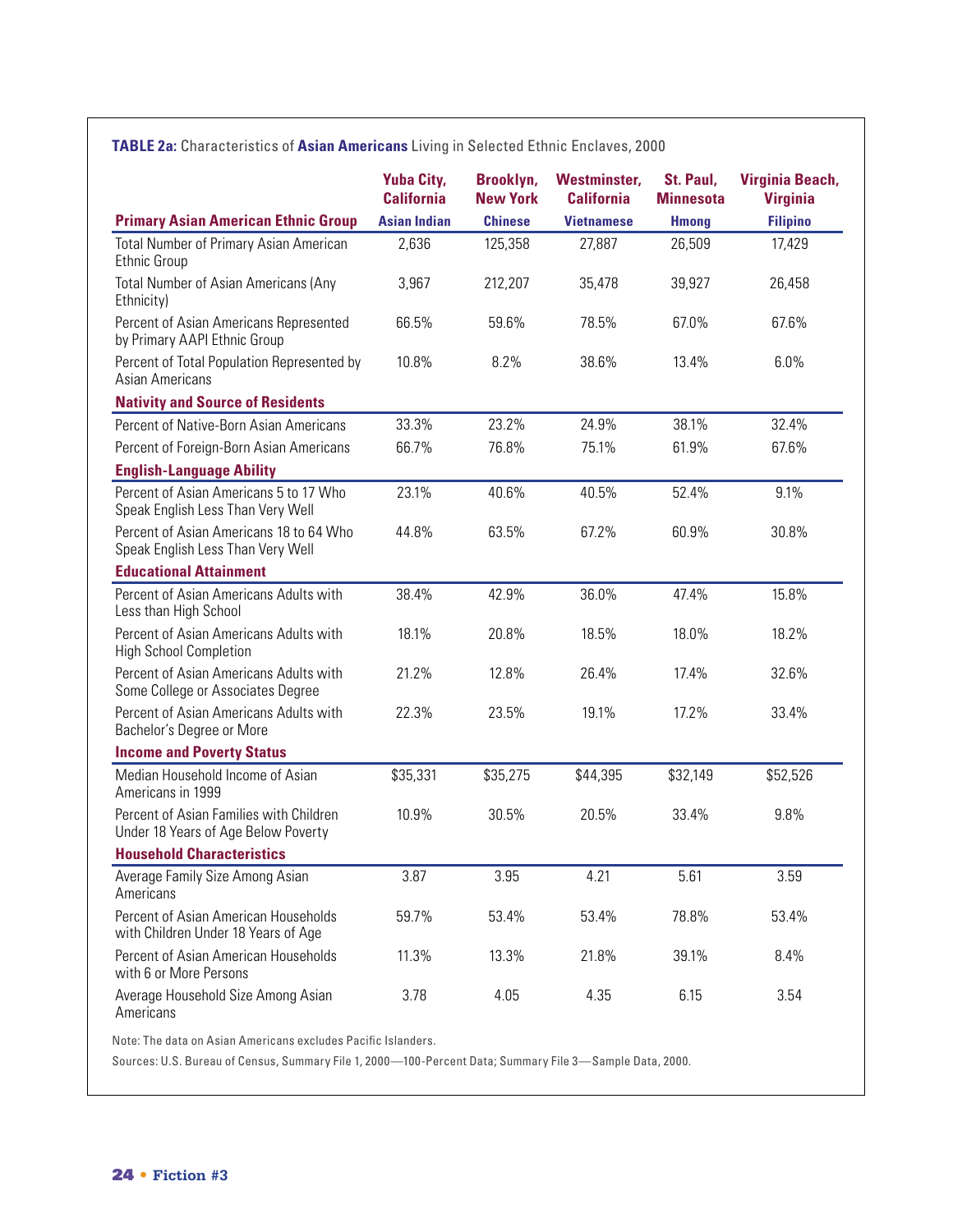**TABLE 2a:** Characteristics of **Asian Americans** Living in Selected Ethnic Enclaves, 2000

| | Yuba City, California | Brooklyn, New York | Westminster, California | St. Paul, Minnesota | Virginia Beach, Virginia |
|---|---|---|---|---|---|
| **Primary Asian American Ethnic Group** | **Asian Indian** | **Chinese** | **Vietnamese** | **Hmong** | **Filipino** |
| Total Number of Primary Asian American Ethnic Group | 2,636 | 125,358 | 27,887 | 26,509 | 17,429 |
| Total Number of Asian Americans (Any Ethnicity) | 3,967 | 212,207 | 35,478 | 39,927 | 26,458 |
| Percent of Asian Americans Represented by Primary AAPI Ethnic Group | 66.5% | 59.6% | 78.5% | 67.0% | 67.6% |
| Percent of Total Population Represented by Asian Americans | 10.8% | 8.2% | 38.6% | 13.4% | 6.0% |
| **Nativity and Source of Residents** | | | | | |
| Percent of Native-Born Asian Americans | 33.3% | 23.2% | 24.9% | 38.1% | 32.4% |
| Percent of Foreign-Born Asian Americans | 66.7% | 76.8% | 75.1% | 61.9% | 67.6% |
| **English-Language Ability** | | | | | |
| Percent of Asian Americans 5 to 17 Who Speak English Less Than Very Well | 23.1% | 40.6% | 40.5% | 52.4% | 9.1% |
| Percent of Asian Americans 18 to 64 Who Speak English Less Than Very Well | 44.8% | 63.5% | 67.2% | 60.9% | 30.8% |
| **Educational Attainment** | | | | | |
| Percent of Asian Americans Adults with Less than High School | 38.4% | 42.9% | 36.0% | 47.4% | 15.8% |
| Percent of Asian Americans Adults with High School Completion | 18.1% | 20.8% | 18.5% | 18.0% | 18.2% |
| Percent of Asian Americans Adults with Some College or Associates Degree | 21.2% | 12.8% | 26.4% | 17.4% | 32.6% |
| Percent of Asian Americans Adults with Bachelor's Degree or More | 22.3% | 23.5% | 19.1% | 17.2% | 33.4% |
| **Income and Poverty Status** | | | | | |
| Median Household Income of Asian Americans in 1999 | $35,331 | $35,275 | $44,395 | $32,149 | $52,526 |
| Percent of Asian Families with Children Under 18 Years of Age Below Poverty | 10.9% | 30.5% | 20.5% | 33.4% | 9.8% |
| **Household Characteristics** | | | | | |
| Average Family Size Among Asian Americans | 3.87 | 3.95 | 4.21 | 5.61 | 3.59 |
| Percent of Asian American Households with Children Under 18 Years of Age | 59.7% | 53.4% | 53.4% | 78.8% | 53.4% |
| Percent of Asian American Households with 6 or More Persons | 11.3% | 13.3% | 21.8% | 39.1% | 8.4% |
| Average Household Size Among Asian Americans | 3.78 | 4.05 | 4.35 | 6.15 | 3.54 |

Note: The data on Asian Americans excludes Pacific Islanders.

Sources: U.S. Bureau of Census, Summary File 1, 2000—100-Percent Data; Summary File 3—Sample Data, 2000.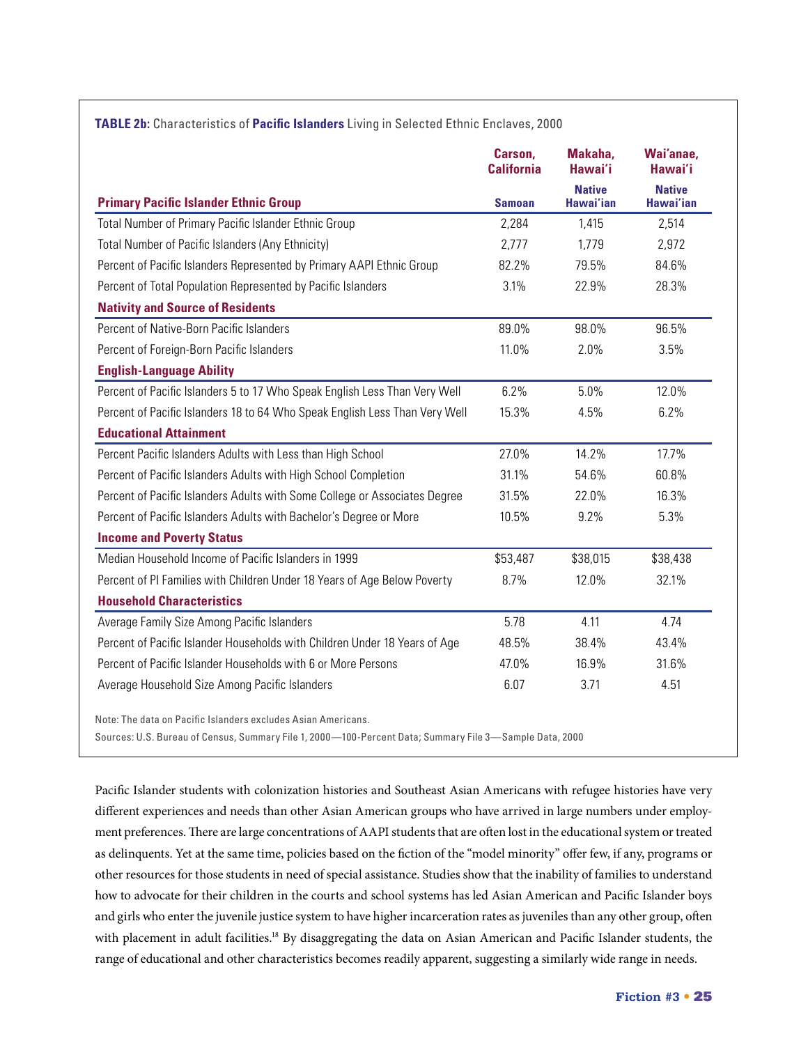**TABLE 2b:** Characteristics of **Pacific Islanders** Living in Selected Ethnic Enclaves, 2000

| | Carson, California | Makaha, Hawai'i | Wai'anae, Hawai'i |
|---|---|---|---|
| **Primary Pacific Islander Ethnic Group** | **Samoan** | **Native Hawai'ian** | **Native Hawai'ian** |
| Total Number of Primary Pacific Islander Ethnic Group | 2,284 | 1,415 | 2,514 |
| Total Number of Pacific Islanders (Any Ethnicity) | 2,777 | 1,779 | 2,972 |
| Percent of Pacific Islanders Represented by Primary AAPI Ethnic Group | 82.2% | 79.5% | 84.6% |
| Percent of Total Population Represented by Pacific Islanders | 3.1% | 22.9% | 28.3% |
| **Nativity and Source of Residents** | | | |
| Percent of Native-Born Pacific Islanders | 89.0% | 98.0% | 96.5% |
| Percent of Foreign-Born Pacific Islanders | 11.0% | 2.0% | 3.5% |
| **English-Language Ability** | | | |
| Percent of Pacific Islanders 5 to 17 Who Speak English Less Than Very Well | 6.2% | 5.0% | 12.0% |
| Percent of Pacific Islanders 18 to 64 Who Speak English Less Than Very Well | 15.3% | 4.5% | 6.2% |
| **Educational Attainment** | | | |
| Percent Pacific Islanders Adults with Less than High School | 27.0% | 14.2% | 17.7% |
| Percent of Pacific Islanders Adults with High School Completion | 31.1% | 54.6% | 60.8% |
| Percent of Pacific Islanders Adults with Some College or Associates Degree | 31.5% | 22.0% | 16.3% |
| Percent of Pacific Islanders Adults with Bachelor's Degree or More | 10.5% | 9.2% | 5.3% |
| **Income and Poverty Status** | | | |
| Median Household Income of Pacific Islanders in 1999 | $53,487 | $38,015 | $38,438 |
| Percent of PI Families with Children Under 18 Years of Age Below Poverty | 8.7% | 12.0% | 32.1% |
| **Household Characteristics** | | | |
| Average Family Size Among Pacific Islanders | 5.78 | 4.11 | 4.74 |
| Percent of Pacific Islander Households with Children Under 18 Years of Age | 48.5% | 38.4% | 43.4% |
| Percent of Pacific Islander Households with 6 or More Persons | 47.0% | 16.9% | 31.6% |
| Average Household Size Among Pacific Islanders | 6.07 | 3.71 | 4.51 |

Note: The data on Pacific Islanders excludes Asian Americans.

Sources: U.S. Bureau of Census, Summary File 1, 2000—100-Percent Data; Summary File 3—Sample Data, 2000

Pacific Islander students with colonization histories and Southeast Asian Americans with refugee histories have very different experiences and needs than other Asian American groups who have arrived in large numbers under employment preferences. There are large concentrations of AAPI students that are often lost in the educational system or treated as delinquents. Yet at the same time, policies based on the fiction of the "model minority" offer few, if any, programs or other resources for those students in need of special assistance. Studies show that the inability of families to understand how to advocate for their children in the courts and school systems has led Asian American and Pacific Islander boys and girls who enter the juvenile justice system to have higher incarceration rates as juveniles than any other group, often with placement in adult facilities.[18] By disaggregating the data on Asian American and Pacific Islander students, the range of educational and other characteristics becomes readily apparent, suggesting a similarly wide range in needs.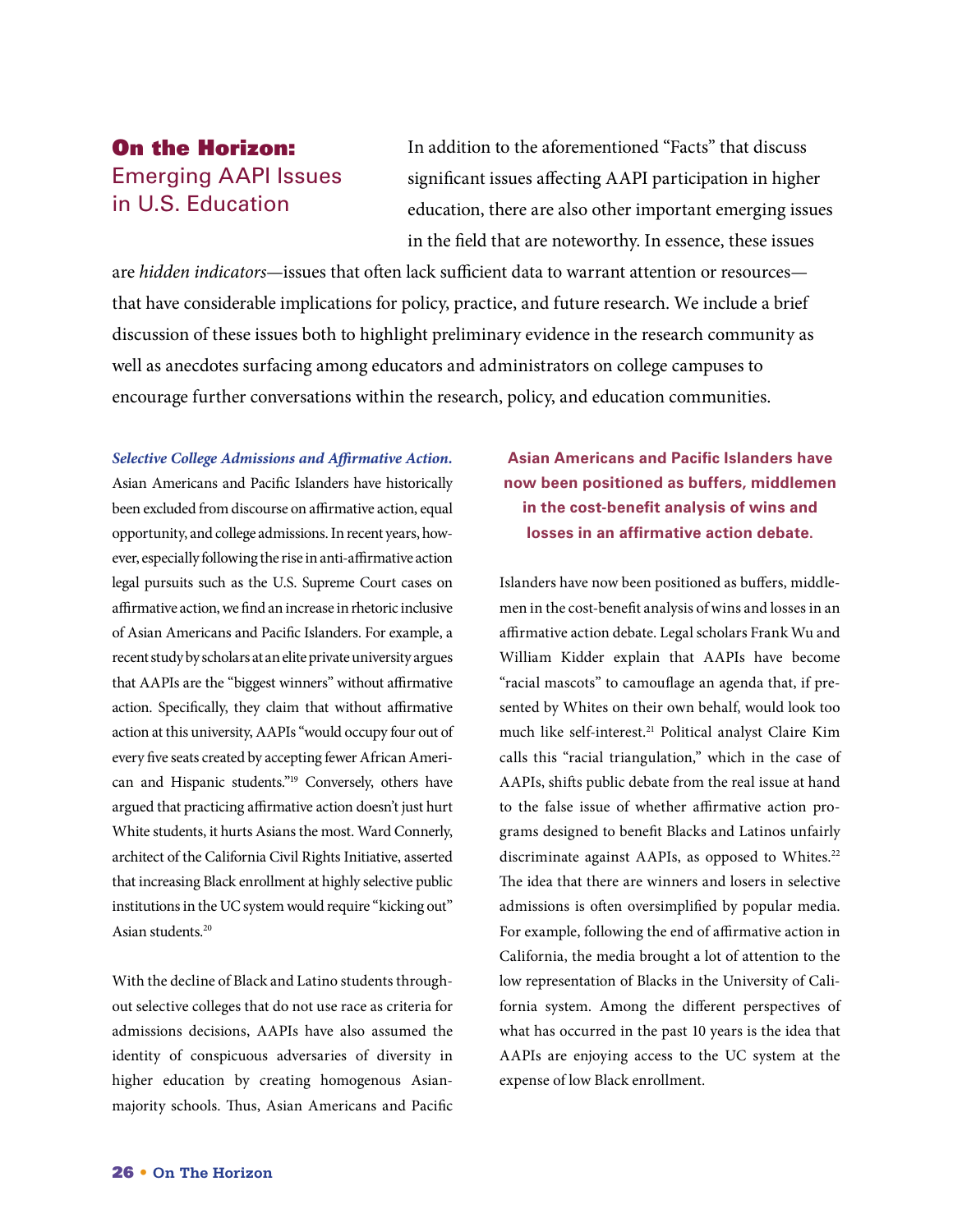## On the Horizon: Emerging AAPI Issues in U.S. Education

In addition to the aforementioned "Facts" that discuss significant issues affecting AAPI participation in higher education, there are also other important emerging issues in the field that are noteworthy. In essence, these issues are *hidden indicators*—issues that often lack sufficient data to warrant attention or resources—that have considerable implications for policy, practice, and future research. We include a brief discussion of these issues both to highlight preliminary evidence in the research community as well as anecdotes surfacing among educators and administrators on college campuses to encourage further conversations within the research, policy, and education communities.

***Selective College Admissions and Affirmative Action.*** Asian Americans and Pacific Islanders have historically been excluded from discourse on affirmative action, equal opportunity, and college admissions. In recent years, however, especially following the rise in anti-affirmative action legal pursuits such as the U.S. Supreme Court cases on affirmative action, we find an increase in rhetoric inclusive of Asian Americans and Pacific Islanders. For example, a recent study by scholars at an elite private university argues that AAPIs are the "biggest winners" without affirmative action. Specifically, they claim that without affirmative action at this university, AAPIs "would occupy four out of every five seats created by accepting fewer African American and Hispanic students."[19] Conversely, others have argued that practicing affirmative action doesn't just hurt White students, it hurts Asians the most. Ward Connerly, architect of the California Civil Rights Initiative, asserted that increasing Black enrollment at highly selective public institutions in the UC system would require "kicking out" Asian students.[20]

With the decline of Black and Latino students throughout selective colleges that do not use race as criteria for admissions decisions, AAPIs have also assumed the identity of conspicuous adversaries of diversity in higher education by creating homogenous Asian-majority schools. Thus, Asian Americans and Pacific Islanders have now been positioned as buffers, middlemen in the cost-benefit analysis of wins and losses in an affirmative action debate. Legal scholars Frank Wu and William Kidder explain that AAPIs have become "racial mascots" to camouflage an agenda that, if presented by Whites on their own behalf, would look too much like self-interest.[21] Political analyst Claire Kim calls this "racial triangulation," which in the case of AAPIs, shifts public debate from the real issue at hand to the false issue of whether affirmative action programs designed to benefit Blacks and Latinos unfairly discriminate against AAPIs, as opposed to Whites.[22] The idea that there are winners and losers in selective admissions is often oversimplified by popular media. For example, following the end of affirmative action in California, the media brought a lot of attention to the low representation of Blacks in the University of California system. Among the different perspectives of what has occurred in the past 10 years is the idea that AAPIs are enjoying access to the UC system at the expense of low Black enrollment.

**Asian Americans and Pacific Islanders have now been positioned as buffers, middlemen in the cost-benefit analysis of wins and losses in an affirmative action debate.**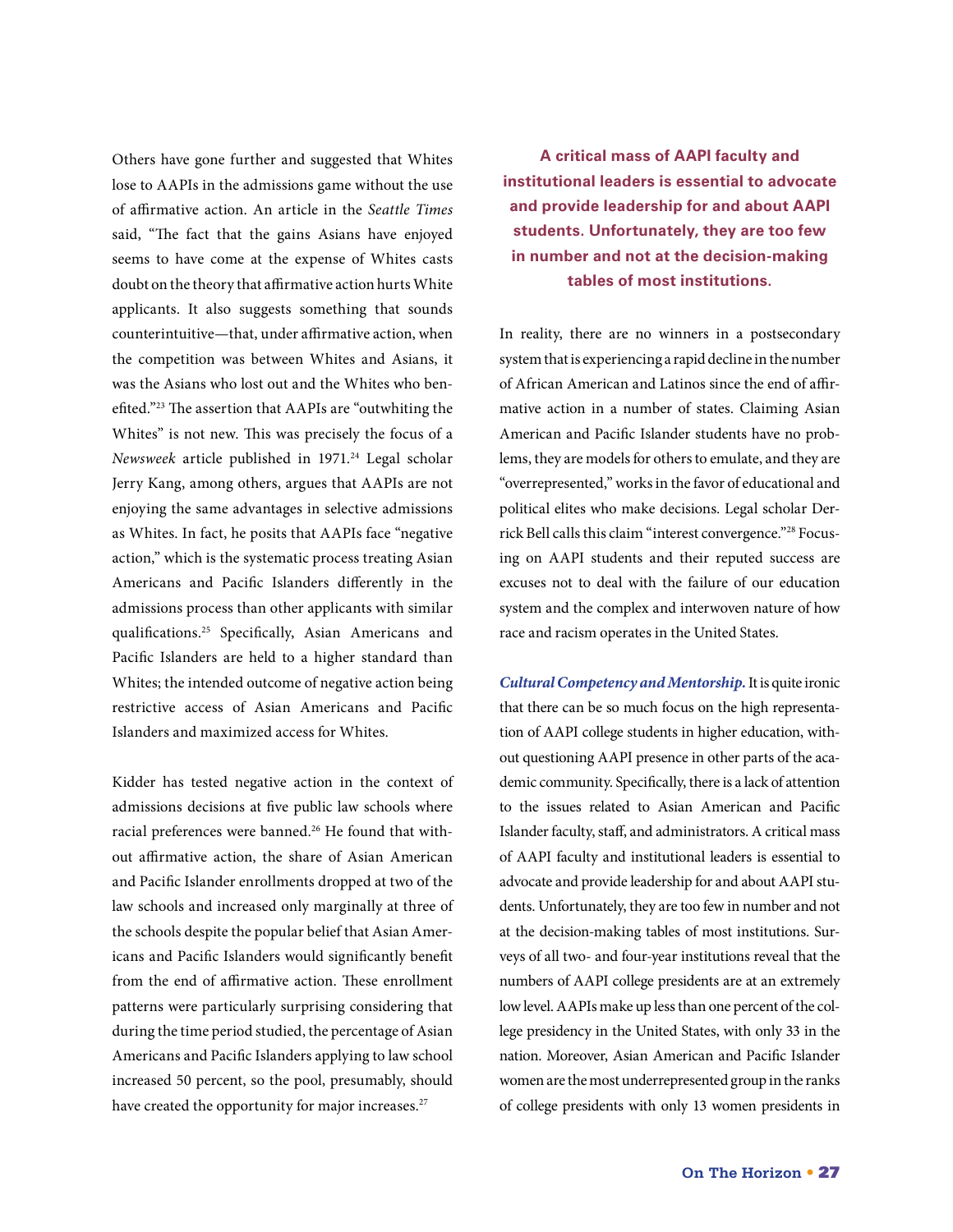Others have gone further and suggested that Whites lose to AAPIs in the admissions game without the use of affirmative action. An article in the *Seattle Times* said, "The fact that the gains Asians have enjoyed seems to have come at the expense of Whites casts doubt on the theory that affirmative action hurts White applicants. It also suggests something that sounds counterintuitive—that, under affirmative action, when the competition was between Whites and Asians, it was the Asians who lost out and the Whites who benefited."[23] The assertion that AAPIs are "outwhiting the Whites" is not new. This was precisely the focus of a *Newsweek* article published in 1971.[24] Legal scholar Jerry Kang, among others, argues that AAPIs are not enjoying the same advantages in selective admissions as Whites. In fact, he posits that AAPIs face "negative action," which is the systematic process treating Asian Americans and Pacific Islanders differently in the admissions process than other applicants with similar qualifications.[25] Specifically, Asian Americans and Pacific Islanders are held to a higher standard than Whites; the intended outcome of negative action being restrictive access of Asian Americans and Pacific Islanders and maximized access for Whites.

Kidder has tested negative action in the context of admissions decisions at five public law schools where racial preferences were banned.[26] He found that without affirmative action, the share of Asian American and Pacific Islander enrollments dropped at two of the law schools and increased only marginally at three of the schools despite the popular belief that Asian Americans and Pacific Islanders would significantly benefit from the end of affirmative action. These enrollment patterns were particularly surprising considering that during the time period studied, the percentage of Asian Americans and Pacific Islanders applying to law school increased 50 percent, so the pool, presumably, should have created the opportunity for major increases.[27]

**A critical mass of AAPI faculty and institutional leaders is essential to advocate and provide leadership for and about AAPI students. Unfortunately, they are too few in number and not at the decision-making tables of most institutions.**

In reality, there are no winners in a postsecondary system that is experiencing a rapid decline in the number of African American and Latinos since the end of affirmative action in a number of states. Claiming Asian American and Pacific Islander students have no problems, they are models for others to emulate, and they are "overrepresented," works in the favor of educational and political elites who make decisions. Legal scholar Derrick Bell calls this claim "interest convergence."[28] Focusing on AAPI students and their reputed success are excuses not to deal with the failure of our education system and the complex and interwoven nature of how race and racism operates in the United States.

***Cultural Competency and Mentorship.*** It is quite ironic that there can be so much focus on the high representation of AAPI college students in higher education, without questioning AAPI presence in other parts of the academic community. Specifically, there is a lack of attention to the issues related to Asian American and Pacific Islander faculty, staff, and administrators. A critical mass of AAPI faculty and institutional leaders is essential to advocate and provide leadership for and about AAPI students. Unfortunately, they are too few in number and not at the decision-making tables of most institutions. Surveys of all two- and four-year institutions reveal that the numbers of AAPI college presidents are at an extremely low level. AAPIs make up less than one percent of the college presidency in the United States, with only 33 in the nation. Moreover, Asian American and Pacific Islander women are the most underrepresented group in the ranks of college presidents with only 13 women presidents in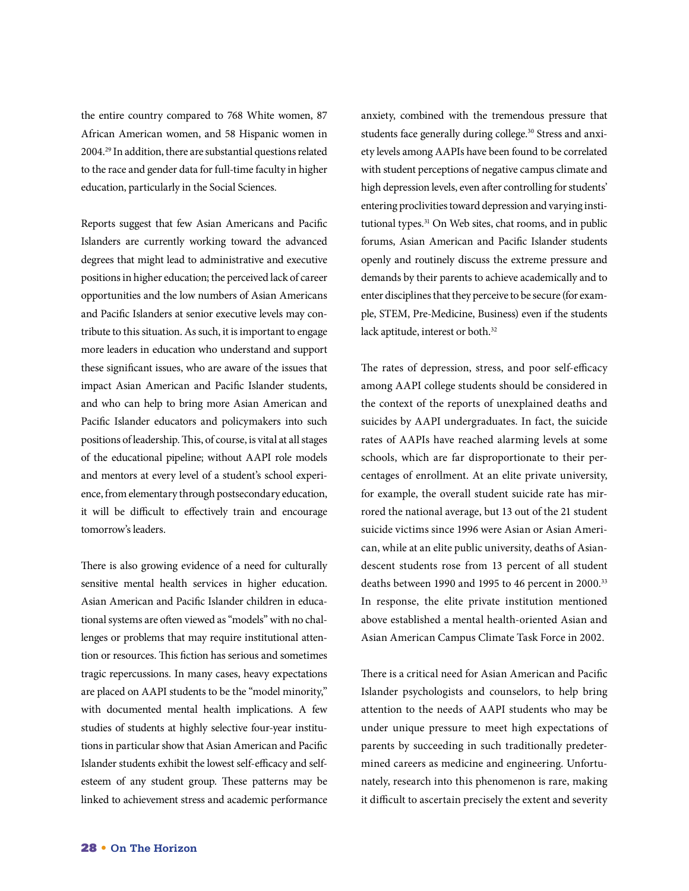the entire country compared to 768 White women, 87 African American women, and 58 Hispanic women in 2004.[29] In addition, there are substantial questions related to the race and gender data for full-time faculty in higher education, particularly in the Social Sciences.

Reports suggest that few Asian Americans and Pacific Islanders are currently working toward the advanced degrees that might lead to administrative and executive positions in higher education; the perceived lack of career opportunities and the low numbers of Asian Americans and Pacific Islanders at senior executive levels may contribute to this situation. As such, it is important to engage more leaders in education who understand and support these significant issues, who are aware of the issues that impact Asian American and Pacific Islander students, and who can help to bring more Asian American and Pacific Islander educators and policymakers into such positions of leadership. This, of course, is vital at all stages of the educational pipeline; without AAPI role models and mentors at every level of a student's school experience, from elementary through postsecondary education, it will be difficult to effectively train and encourage tomorrow's leaders.

There is also growing evidence of a need for culturally sensitive mental health services in higher education. Asian American and Pacific Islander children in educational systems are often viewed as "models" with no challenges or problems that may require institutional attention or resources. This fiction has serious and sometimes tragic repercussions. In many cases, heavy expectations are placed on AAPI students to be the "model minority," with documented mental health implications. A few studies of students at highly selective four-year institutions in particular show that Asian American and Pacific Islander students exhibit the lowest self-efficacy and self-esteem of any student group. These patterns may be linked to achievement stress and academic performance anxiety, combined with the tremendous pressure that students face generally during college.[30] Stress and anxiety levels among AAPIs have been found to be correlated with student perceptions of negative campus climate and high depression levels, even after controlling for students' entering proclivities toward depression and varying institutional types.[31] On Web sites, chat rooms, and in public forums, Asian American and Pacific Islander students openly and routinely discuss the extreme pressure and demands by their parents to achieve academically and to enter disciplines that they perceive to be secure (for example, STEM, Pre-Medicine, Business) even if the students lack aptitude, interest or both.[32]

The rates of depression, stress, and poor self-efficacy among AAPI college students should be considered in the context of the reports of unexplained deaths and suicides by AAPI undergraduates. In fact, the suicide rates of AAPIs have reached alarming levels at some schools, which are far disproportionate to their percentages of enrollment. At an elite private university, for example, the overall student suicide rate has mirrored the national average, but 13 out of the 21 student suicide victims since 1996 were Asian or Asian American, while at an elite public university, deaths of Asian-descent students rose from 13 percent of all student deaths between 1990 and 1995 to 46 percent in 2000.[33] In response, the elite private institution mentioned above established a mental health-oriented Asian and Asian American Campus Climate Task Force in 2002.

There is a critical need for Asian American and Pacific Islander psychologists and counselors, to help bring attention to the needs of AAPI students who may be under unique pressure to meet high expectations of parents by succeeding in such traditionally predetermined careers as medicine and engineering. Unfortunately, research into this phenomenon is rare, making it difficult to ascertain precisely the extent and severity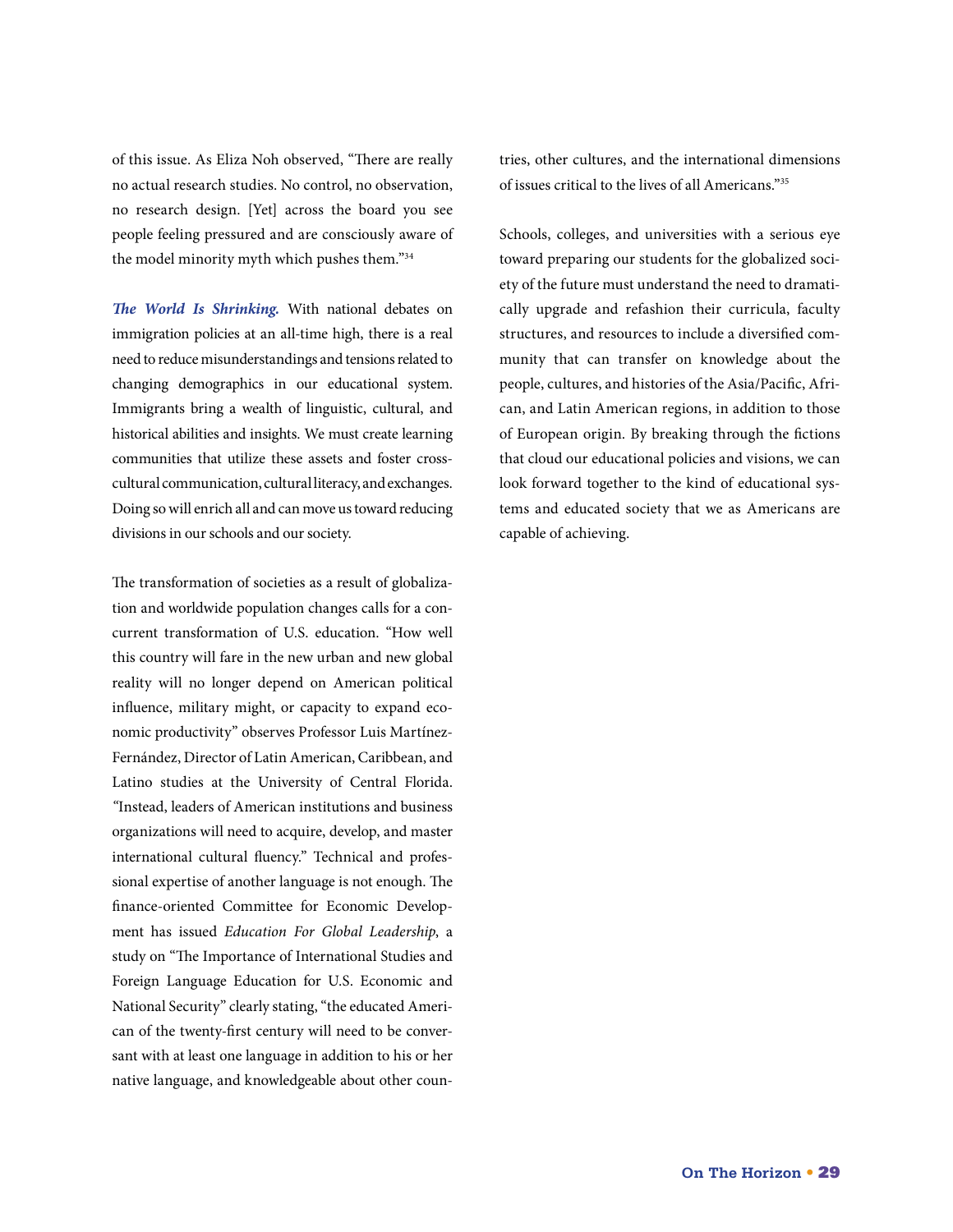of this issue. As Eliza Noh observed, "There are really no actual research studies. No control, no observation, no research design. [Yet] across the board you see people feeling pressured and are consciously aware of the model minority myth which pushes them."[34]

***The World Is Shrinking.*** With national debates on immigration policies at an all-time high, there is a real need to reduce misunderstandings and tensions related to changing demographics in our educational system. Immigrants bring a wealth of linguistic, cultural, and historical abilities and insights. We must create learning communities that utilize these assets and foster cross-cultural communication, cultural literacy, and exchanges. Doing so will enrich all and can move us toward reducing divisions in our schools and our society.

The transformation of societies as a result of globalization and worldwide population changes calls for a concurrent transformation of U.S. education. "How well this country will fare in the new urban and new global reality will no longer depend on American political influence, military might, or capacity to expand economic productivity" observes Professor Luis Martínez-Fernández, Director of Latin American, Caribbean, and Latino studies at the University of Central Florida. "Instead, leaders of American institutions and business organizations will need to acquire, develop, and master international cultural fluency." Technical and professional expertise of another language is not enough. The finance-oriented Committee for Economic Development has issued *Education For Global Leadership*, a study on "The Importance of International Studies and Foreign Language Education for U.S. Economic and National Security" clearly stating, "the educated American of the twenty-first century will need to be conversant with at least one language in addition to his or her native language, and knowledgeable about other countries, other cultures, and the international dimensions of issues critical to the lives of all Americans."[35]

Schools, colleges, and universities with a serious eye toward preparing our students for the globalized society of the future must understand the need to dramatically upgrade and refashion their curricula, faculty structures, and resources to include a diversified community that can transfer on knowledge about the people, cultures, and histories of the Asia/Pacific, African, and Latin American regions, in addition to those of European origin. By breaking through the fictions that cloud our educational policies and visions, we can look forward together to the kind of educational systems and educated society that we as Americans are capable of achieving.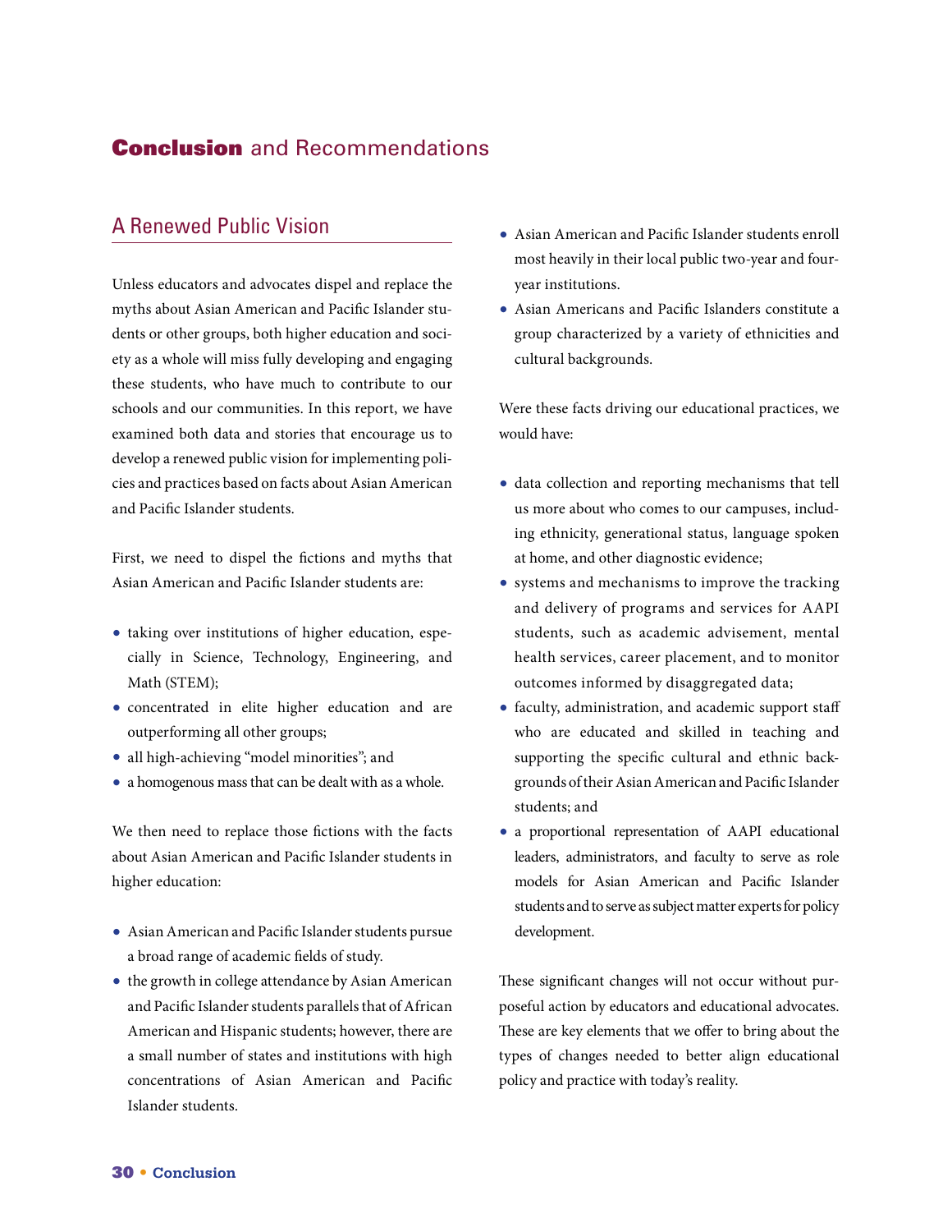# **Conclusion** and Recommendations

## A Renewed Public Vision

Unless educators and advocates dispel and replace the myths about Asian American and Pacific Islander students or other groups, both higher education and society as a whole will miss fully developing and engaging these students, who have much to contribute to our schools and our communities. In this report, we have examined both data and stories that encourage us to develop a renewed public vision for implementing policies and practices based on facts about Asian American and Pacific Islander students.

First, we need to dispel the fictions and myths that Asian American and Pacific Islander students are:

- taking over institutions of higher education, especially in Science, Technology, Engineering, and Math (STEM);
- concentrated in elite higher education and are outperforming all other groups;
- all high-achieving "model minorities"; and
- a homogenous mass that can be dealt with as a whole.

We then need to replace those fictions with the facts about Asian American and Pacific Islander students in higher education:

- Asian American and Pacific Islander students pursue a broad range of academic fields of study.
- the growth in college attendance by Asian American and Pacific Islander students parallels that of African American and Hispanic students; however, there are a small number of states and institutions with high concentrations of Asian American and Pacific Islander students.
- Asian American and Pacific Islander students enroll most heavily in their local public two-year and four-year institutions.
- Asian Americans and Pacific Islanders constitute a group characterized by a variety of ethnicities and cultural backgrounds.

Were these facts driving our educational practices, we would have:

- data collection and reporting mechanisms that tell us more about who comes to our campuses, including ethnicity, generational status, language spoken at home, and other diagnostic evidence;
- systems and mechanisms to improve the tracking and delivery of programs and services for AAPI students, such as academic advisement, mental health services, career placement, and to monitor outcomes informed by disaggregated data;
- faculty, administration, and academic support staff who are educated and skilled in teaching and supporting the specific cultural and ethnic backgrounds of their Asian American and Pacific Islander students; and
- a proportional representation of AAPI educational leaders, administrators, and faculty to serve as role models for Asian American and Pacific Islander students and to serve as subject matter experts for policy development.

These significant changes will not occur without purposeful action by educators and educational advocates. These are key elements that we offer to bring about the types of changes needed to better align educational policy and practice with today's reality.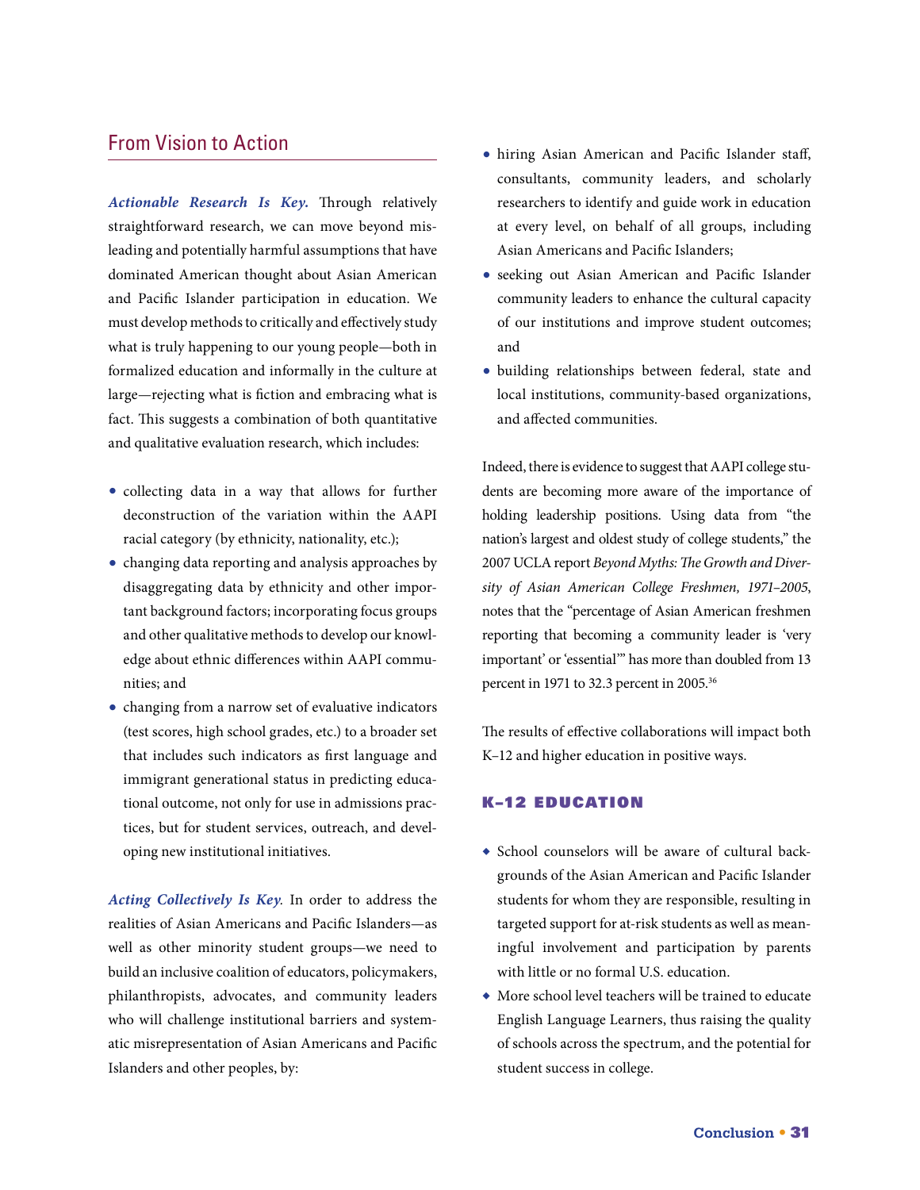## From Vision to Action

***Actionable Research Is Key.*** Through relatively straightforward research, we can move beyond misleading and potentially harmful assumptions that have dominated American thought about Asian American and Pacific Islander participation in education. We must develop methods to critically and effectively study what is truly happening to our young people—both in formalized education and informally in the culture at large—rejecting what is fiction and embracing what is fact. This suggests a combination of both quantitative and qualitative evaluation research, which includes:

- collecting data in a way that allows for further deconstruction of the variation within the AAPI racial category (by ethnicity, nationality, etc.);
- changing data reporting and analysis approaches by disaggregating data by ethnicity and other important background factors; incorporating focus groups and other qualitative methods to develop our knowledge about ethnic differences within AAPI communities; and
- changing from a narrow set of evaluative indicators (test scores, high school grades, etc.) to a broader set that includes such indicators as first language and immigrant generational status in predicting educational outcome, not only for use in admissions practices, but for student services, outreach, and developing new institutional initiatives.

***Acting Collectively Is Key.*** In order to address the realities of Asian Americans and Pacific Islanders—as well as other minority student groups—we need to build an inclusive coalition of educators, policymakers, philanthropists, advocates, and community leaders who will challenge institutional barriers and systematic misrepresentation of Asian Americans and Pacific Islanders and other peoples, by:

- hiring Asian American and Pacific Islander staff, consultants, community leaders, and scholarly researchers to identify and guide work in education at every level, on behalf of all groups, including Asian Americans and Pacific Islanders;
- seeking out Asian American and Pacific Islander community leaders to enhance the cultural capacity of our institutions and improve student outcomes; and
- building relationships between federal, state and local institutions, community-based organizations, and affected communities.

Indeed, there is evidence to suggest that AAPI college students are becoming more aware of the importance of holding leadership positions. Using data from "the nation's largest and oldest study of college students," the 2007 UCLA report *Beyond Myths: The Growth and Diversity of Asian American College Freshmen, 1971–2005*, notes that the "percentage of Asian American freshmen reporting that becoming a community leader is 'very important' or 'essential'" has more than doubled from 13 percent in 1971 to 32.3 percent in 2005.[36]

The results of effective collaborations will impact both K–12 and higher education in positive ways.

### K–12 EDUCATION

- School counselors will be aware of cultural backgrounds of the Asian American and Pacific Islander students for whom they are responsible, resulting in targeted support for at-risk students as well as meaningful involvement and participation by parents with little or no formal U.S. education.
- More school level teachers will be trained to educate English Language Learners, thus raising the quality of schools across the spectrum, and the potential for student success in college.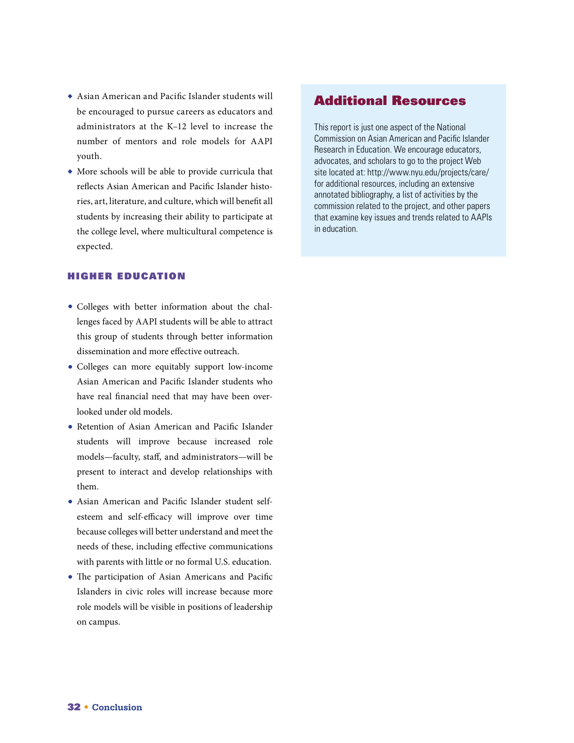- Asian American and Pacific Islander students will be encouraged to pursue careers as educators and administrators at the K–12 level to increase the number of mentors and role models for AAPI youth.
- More schools will be able to provide curricula that reflects Asian American and Pacific Islander histories, art, literature, and culture, which will benefit all students by increasing their ability to participate at the college level, where multicultural competence is expected.

### HIGHER EDUCATION

- Colleges with better information about the challenges faced by AAPI students will be able to attract this group of students through better information dissemination and more effective outreach.
- Colleges can more equitably support low-income Asian American and Pacific Islander students who have real financial need that may have been overlooked under old models.
- Retention of Asian American and Pacific Islander students will improve because increased role models—faculty, staff, and administrators—will be present to interact and develop relationships with them.
- Asian American and Pacific Islander student self-esteem and self-efficacy will improve over time because colleges will better understand and meet the needs of these, including effective communications with parents with little or no formal U.S. education.
- The participation of Asian Americans and Pacific Islanders in civic roles will increase because more role models will be visible in positions of leadership on campus.

## Additional Resources

This report is just one aspect of the National Commission on Asian American and Pacific Islander Research in Education. We encourage educators, advocates, and scholars to go to the project Web site located at: http://www.nyu.edu/projects/care/ for additional resources, including an extensive annotated bibliography, a list of activities by the commission related to the project, and other papers that examine key issues and trends related to AAPIs in education.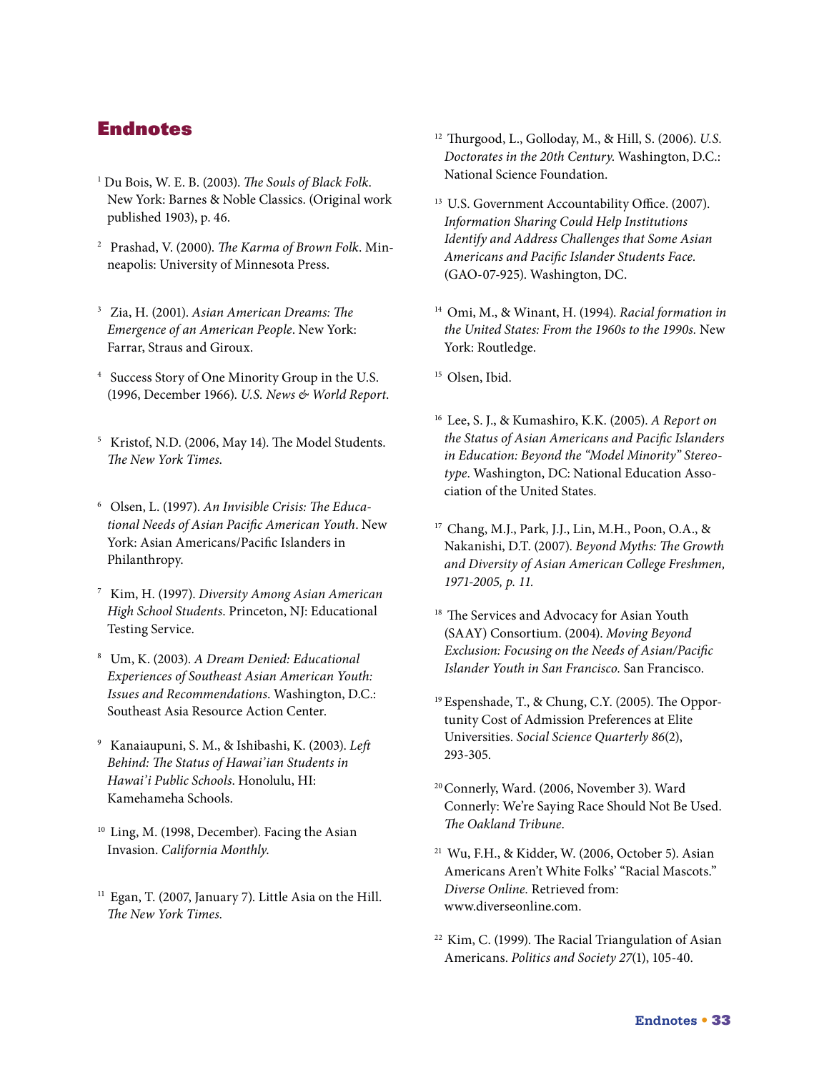## Endnotes

[1] Du Bois, W. E. B. (2003). *The Souls of Black Folk*. New York: Barnes & Noble Classics. (Original work published 1903), p. 46.

[2] Prashad, V. (2000). *The Karma of Brown Folk*. Minneapolis: University of Minnesota Press.

[3] Zia, H. (2001). *Asian American Dreams: The Emergence of an American People*. New York: Farrar, Straus and Giroux.

[4] Success Story of One Minority Group in the U.S. (1996, December 1966). *U.S. News & World Report*.

[5] Kristof, N.D. (2006, May 14). The Model Students. *The New York Times*.

[6] Olsen, L. (1997). *An Invisible Crisis: The Educational Needs of Asian Pacific American Youth*. New York: Asian Americans/Pacific Islanders in Philanthropy.

[7] Kim, H. (1997). *Diversity Among Asian American High School Students*. Princeton, NJ: Educational Testing Service.

[8] Um, K. (2003). *A Dream Denied: Educational Experiences of Southeast Asian American Youth: Issues and Recommendations*. Washington, D.C.: Southeast Asia Resource Action Center.

[9] Kanaiaupuni, S. M., & Ishibashi, K. (2003). *Left Behind: The Status of Hawai'ian Students in Hawai'i Public Schools*. Honolulu, HI: Kamehameha Schools.

[10] Ling, M. (1998, December). Facing the Asian Invasion. *California Monthly*.

[11] Egan, T. (2007, January 7). Little Asia on the Hill. *The New York Times*.

[12] Thurgood, L., Golloday, M., & Hill, S. (2006). *U.S. Doctorates in the 20th Century.* Washington, D.C.: National Science Foundation.

[13] U.S. Government Accountability Office. (2007). *Information Sharing Could Help Institutions Identify and Address Challenges that Some Asian Americans and Pacific Islander Students Face.* (GAO-07-925). Washington, DC.

[14] Omi, M., & Winant, H. (1994). *Racial formation in the United States: From the 1960s to the 1990s.* New York: Routledge.

[15] Olsen, Ibid.

[16] Lee, S. J., & Kumashiro, K.K. (2005). *A Report on the Status of Asian Americans and Pacific Islanders in Education: Beyond the "Model Minority" Stereotype*. Washington, DC: National Education Association of the United States.

[17] Chang, M.J., Park, J.J., Lin, M.H., Poon, O.A., & Nakanishi, D.T. (2007). *Beyond Myths: The Growth and Diversity of Asian American College Freshmen, 1971-2005, p. 11.*

[18] The Services and Advocacy for Asian Youth (SAAY) Consortium. (2004). *Moving Beyond Exclusion: Focusing on the Needs of Asian/Pacific Islander Youth in San Francisco.* San Francisco.

[19] Espenshade, T., & Chung, C.Y. (2005). The Opportunity Cost of Admission Preferences at Elite Universities. *Social Science Quarterly 86*(2), 293-305.

[20] Connerly, Ward. (2006, November 3). Ward Connerly: We're Saying Race Should Not Be Used. *The Oakland Tribune*.

[21] Wu, F.H., & Kidder, W. (2006, October 5). Asian Americans Aren't White Folks' "Racial Mascots." *Diverse Online.* Retrieved from: www.diverseonline.com.

[22] Kim, C. (1999). The Racial Triangulation of Asian Americans. *Politics and Society 27*(1), 105-40.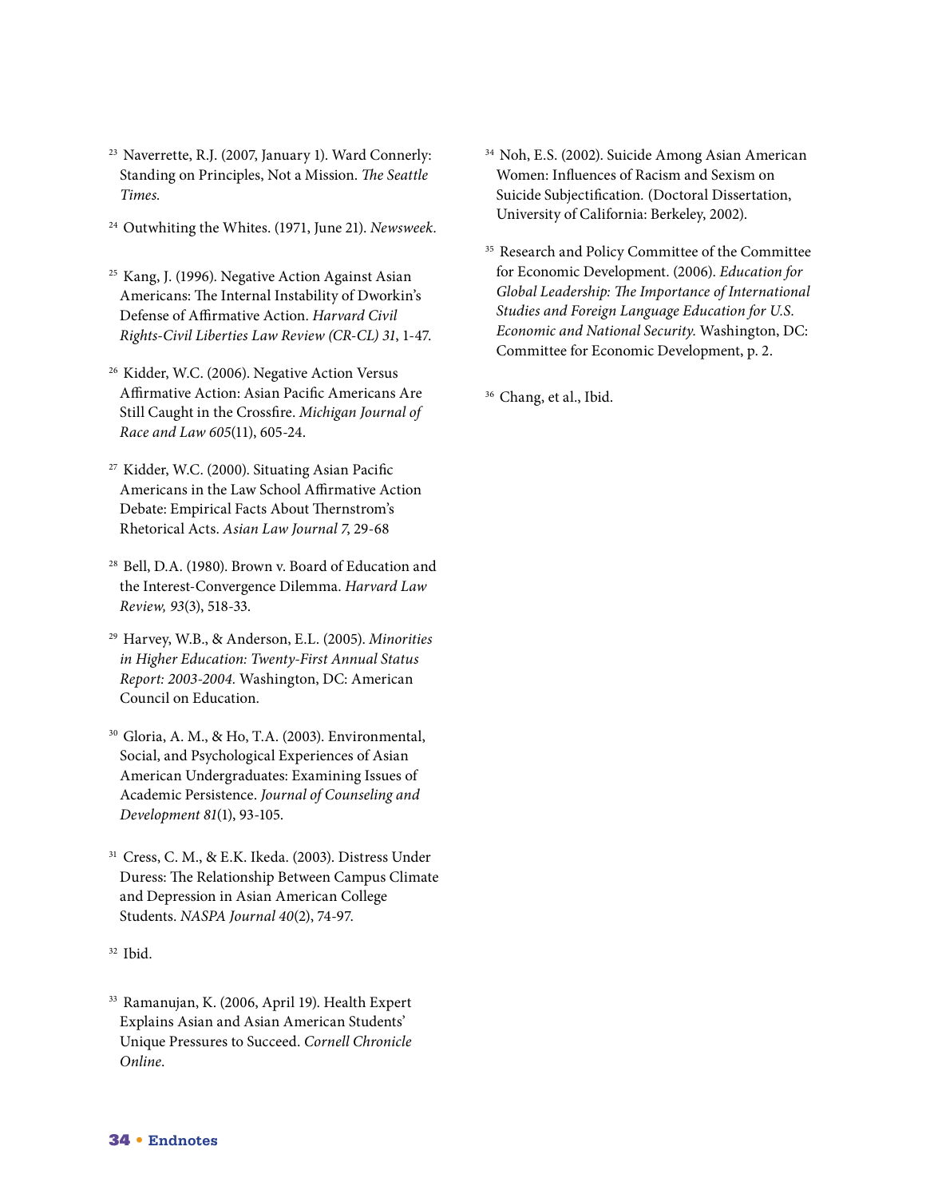[23] Naverrette, R.J. (2007, January 1). Ward Connerly: Standing on Principles, Not a Mission. *The Seattle Times*.

[24] Outwhiting the Whites. (1971, June 21). *Newsweek*.

[25] Kang, J. (1996). Negative Action Against Asian Americans: The Internal Instability of Dworkin's Defense of Affirmative Action. *Harvard Civil Rights-Civil Liberties Law Review (CR-CL) 31*, 1-47.

[26] Kidder, W.C. (2006). Negative Action Versus Affirmative Action: Asian Pacific Americans Are Still Caught in the Crossfire. *Michigan Journal of Race and Law 605*(11), 605-24.

[27] Kidder, W.C. (2000). Situating Asian Pacific Americans in the Law School Affirmative Action Debate: Empirical Facts About Thernstrom's Rhetorical Acts. *Asian Law Journal 7*, 29-68

[28] Bell, D.A. (1980). Brown v. Board of Education and the Interest-Convergence Dilemma. *Harvard Law Review, 93*(3), 518-33.

[29] Harvey, W.B., & Anderson, E.L. (2005). *Minorities in Higher Education: Twenty-First Annual Status Report: 2003-2004.* Washington, DC: American Council on Education.

[30] Gloria, A. M., & Ho, T.A. (2003). Environmental, Social, and Psychological Experiences of Asian American Undergraduates: Examining Issues of Academic Persistence. *Journal of Counseling and Development 81*(1), 93-105.

[31] Cress, C. M., & E.K. Ikeda. (2003). Distress Under Duress: The Relationship Between Campus Climate and Depression in Asian American College Students. *NASPA Journal 40*(2), 74-97.

[32] Ibid.

[33] Ramanujan, K. (2006, April 19). Health Expert Explains Asian and Asian American Students' Unique Pressures to Succeed. *Cornell Chronicle Online*.

[34] Noh, E.S. (2002). Suicide Among Asian American Women: Influences of Racism and Sexism on Suicide Subjectification. (Doctoral Dissertation, University of California: Berkeley, 2002).

[35] Research and Policy Committee of the Committee for Economic Development. (2006). *Education for Global Leadership: The Importance of International Studies and Foreign Language Education for U.S. Economic and National Security.* Washington, DC: Committee for Economic Development, p. 2.

[36] Chang, et al., Ibid.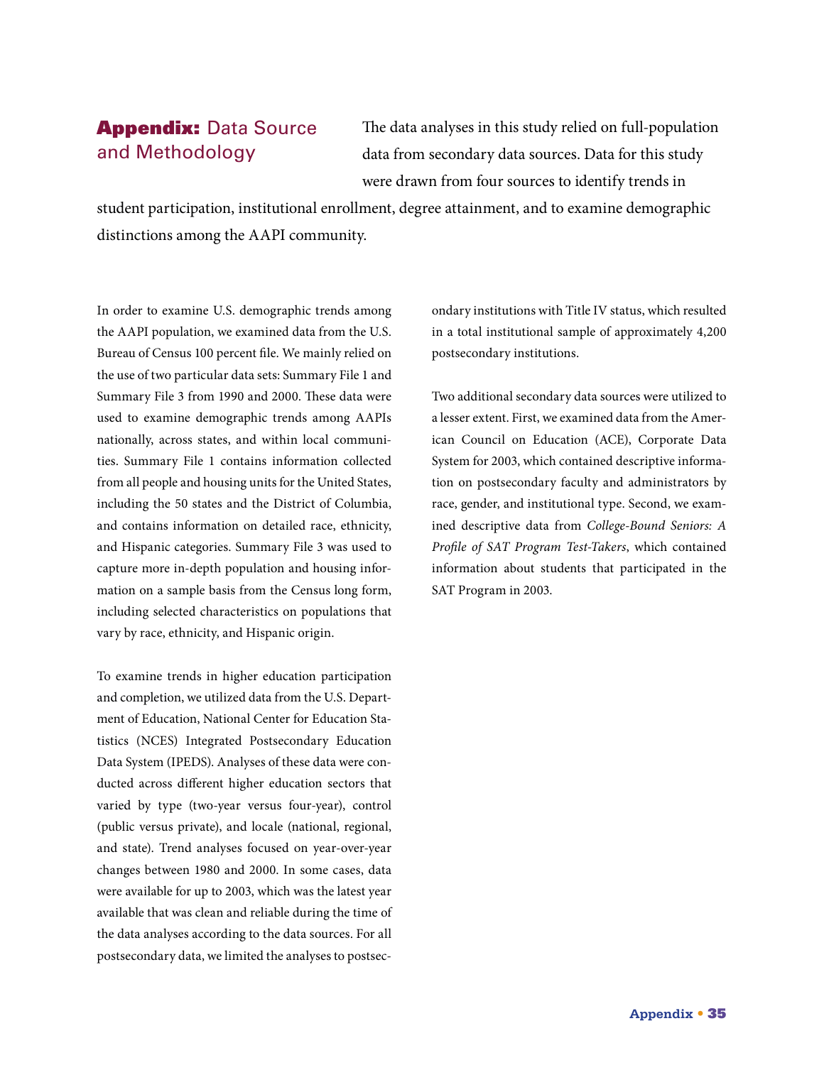## **Appendix:** Data Source and Methodology

The data analyses in this study relied on full-population data from secondary data sources. Data for this study were drawn from four sources to identify trends in student participation, institutional enrollment, degree attainment, and to examine demographic distinctions among the AAPI community.

In order to examine U.S. demographic trends among the AAPI population, we examined data from the U.S. Bureau of Census 100 percent file. We mainly relied on the use of two particular data sets: Summary File 1 and Summary File 3 from 1990 and 2000. These data were used to examine demographic trends among AAPIs nationally, across states, and within local communities. Summary File 1 contains information collected from all people and housing units for the United States, including the 50 states and the District of Columbia, and contains information on detailed race, ethnicity, and Hispanic categories. Summary File 3 was used to capture more in-depth population and housing information on a sample basis from the Census long form, including selected characteristics on populations that vary by race, ethnicity, and Hispanic origin.

To examine trends in higher education participation and completion, we utilized data from the U.S. Department of Education, National Center for Education Statistics (NCES) Integrated Postsecondary Education Data System (IPEDS). Analyses of these data were conducted across different higher education sectors that varied by type (two-year versus four-year), control (public versus private), and locale (national, regional, and state). Trend analyses focused on year-over-year changes between 1980 and 2000. In some cases, data were available for up to 2003, which was the latest year available that was clean and reliable during the time of the data analyses according to the data sources. For all postsecondary data, we limited the analyses to postsecondary institutions with Title IV status, which resulted in a total institutional sample of approximately 4,200 postsecondary institutions.

Two additional secondary data sources were utilized to a lesser extent. First, we examined data from the American Council on Education (ACE), Corporate Data System for 2003, which contained descriptive information on postsecondary faculty and administrators by race, gender, and institutional type. Second, we examined descriptive data from *College-Bound Seniors: A Profile of SAT Program Test-Takers*, which contained information about students that participated in the SAT Program in 2003.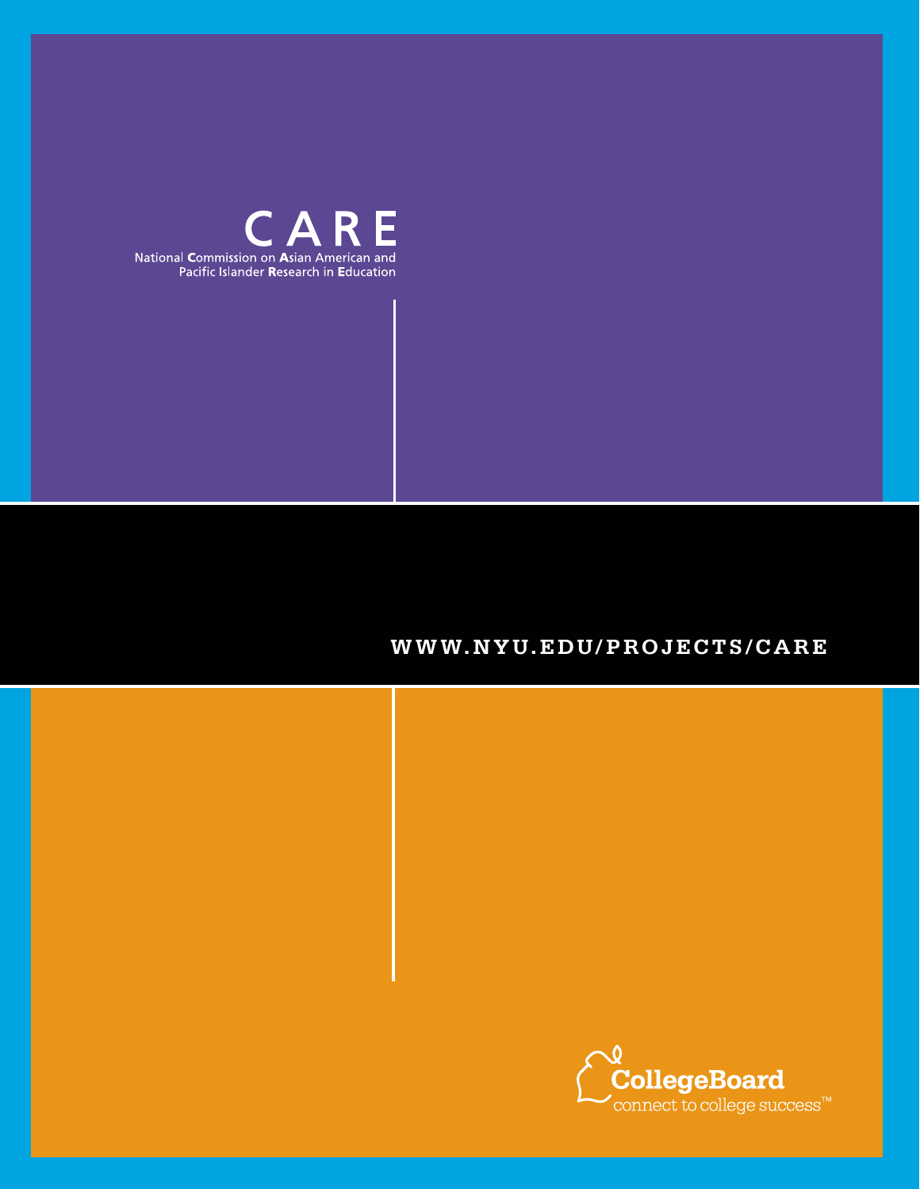CARE

National Commission on Asian American and Pacific Islander Research in Education

WWW.NYU.EDU/PROJECTS/CARE

CollegeBoard

connect to college success™